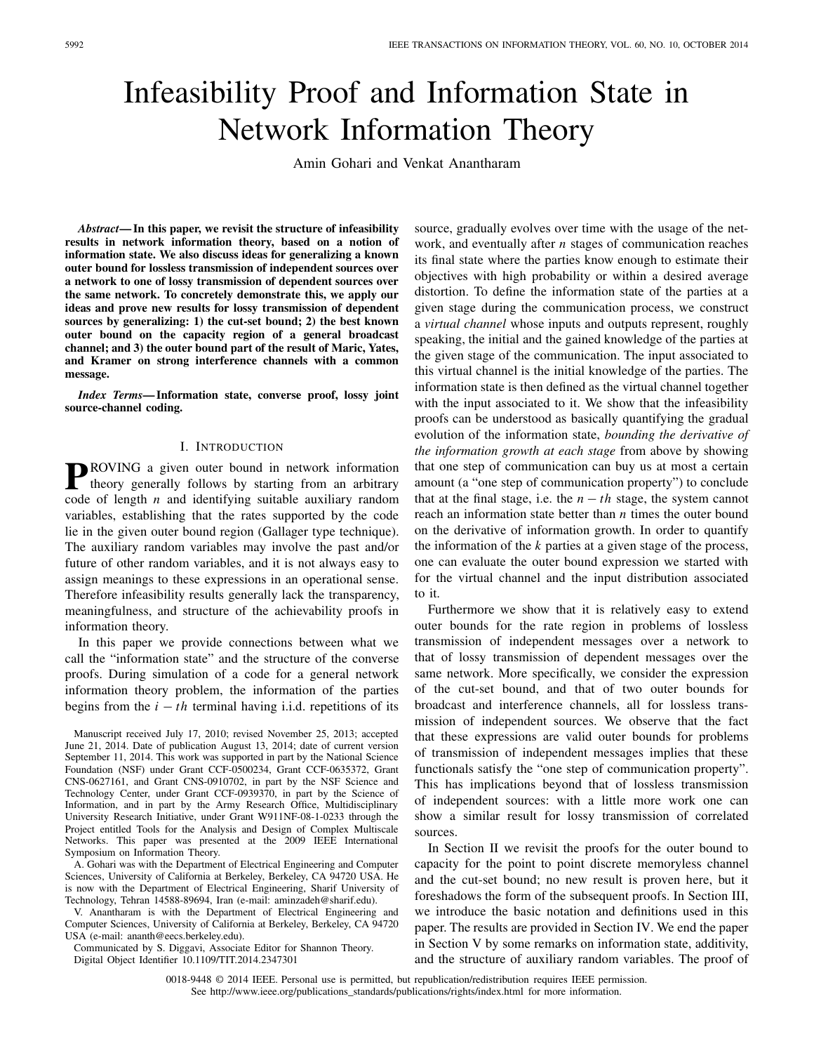# Infeasibility Proof and Information State in Network Information Theory

Amin Gohari and Venkat Anantharam

***Abstract*— In this paper, we revisit the structure of infeasibility results in network information theory, based on a notion of information state. We also discuss ideas for generalizing a known outer bound for lossless transmission of independent sources over a network to one of lossy transmission of dependent sources over the same network. To concretely demonstrate this, we apply our ideas and prove new results for lossy transmission of dependent sources by generalizing: 1) the cut-set bound; 2) the best known outer bound on the capacity region of a general broadcast channel; and 3) the outer bound part of the result of Maric, Yates, and Kramer on strong interference channels with a common message.**

***Index Terms*— Information state, converse proof, lossy joint source-channel coding.**

## I. Introduction

PROVING a given outer bound in network information theory generally follows by starting from an arbitrary code of length $n$ and identifying suitable auxiliary random variables, establishing that the rates supported by the code lie in the given outer bound region (Gallager type technique). The auxiliary random variables may involve the past and/or future of other random variables, and it is not always easy to assign meanings to these expressions in an operational sense. Therefore infeasibility results generally lack the transparency, meaningfulness, and structure of the achievability proofs in information theory.

In this paper we provide connections between what we call the "information state" and the structure of the converse proofs. During simulation of a code for a general network information theory problem, the information of the parties begins from the $i-th$ terminal having i.i.d. repetitions of its source, gradually evolves over time with the usage of the network, and eventually after $n$ stages of communication reaches its final state where the parties know enough to estimate their objectives with high probability or within a desired average distortion. To define the information state of the parties at a given stage during the communication process, we construct a *virtual channel* whose inputs and outputs represent, roughly speaking, the initial and the gained knowledge of the parties at the given stage of the communication. The input associated to this virtual channel is the initial knowledge of the parties. The information state is then defined as the virtual channel together with the input associated to it. We show that the infeasibility proofs can be understood as basically quantifying the gradual evolution of the information state, *bounding the derivative of the information growth at each stage* from above by showing that one step of communication can buy us at most a certain amount (a "one step of communication property") to conclude that at the final stage, i.e. the $n-th$ stage, the system cannot reach an information state better than $n$ times the outer bound on the derivative of information growth. In order to quantify the information of the $k$ parties at a given stage of the process, one can evaluate the outer bound expression we started with for the virtual channel and the input distribution associated to it.

Furthermore we show that it is relatively easy to extend outer bounds for the rate region in problems of lossless transmission of independent messages over a network to that of lossy transmission of dependent messages over the same network. More specifically, we consider the expression of the cut-set bound, and that of two outer bounds for broadcast and interference channels, all for lossless transmission of independent sources. We observe that the fact that these expressions are valid outer bounds for problems of transmission of independent messages implies that these functionals satisfy the "one step of communication property". This has implications beyond that of lossless transmission of independent sources: with a little more work one can show a similar result for lossy transmission of correlated sources.

In Section II we revisit the proofs for the outer bound to capacity for the point to point discrete memoryless channel and the cut-set bound; no new result is proven here, but it foreshadows the form of the subsequent proofs. In Section III, we introduce the basic notation and definitions used in this paper. The results are provided in Section IV. We end the paper in Section V by some remarks on information state, additivity, and the structure of auxiliary random variables. The proof of

Manuscript received July 17, 2010; revised November 25, 2013; accepted June 21, 2014. Date of publication August 13, 2014; date of current version September 11, 2014. This work was supported in part by the National Science Foundation (NSF) under Grant CCF-0500234, Grant CCF-0635372, Grant CNS-0627161, and Grant CNS-0910702, in part by the NSF Science and Technology Center, under Grant CCF-0939370, in part by the Science of Information, and in part by the Army Research Office, Multidisciplinary University Research Initiative, under Grant W911NF-08-1-0233 through the Project entitled Tools for the Analysis and Design of Complex Multiscale Networks. This paper was presented at the 2009 IEEE International Symposium on Information Theory.

A. Gohari was with the Department of Electrical Engineering and Computer Sciences, University of California at Berkeley, Berkeley, CA 94720 USA. He is now with the Department of Electrical Engineering, Sharif University of Technology, Tehran 14588-89694, Iran (e-mail: aminzadeh@sharif.edu).

V. Anantharam is with the Department of Electrical Engineering and Computer Sciences, University of California at Berkeley, Berkeley, CA 94720 USA (e-mail: ananth@eecs.berkeley.edu).

Communicated by S. Diggavi, Associate Editor for Shannon Theory.

Digital Object Identifier 10.1109/TIT.2014.2347301

0018-9448 © 2014 IEEE. Personal use is permitted, but republication/redistribution requires IEEE permission.
See http://www.ieee.org/publications_standards/publications/rights/index.html for more information.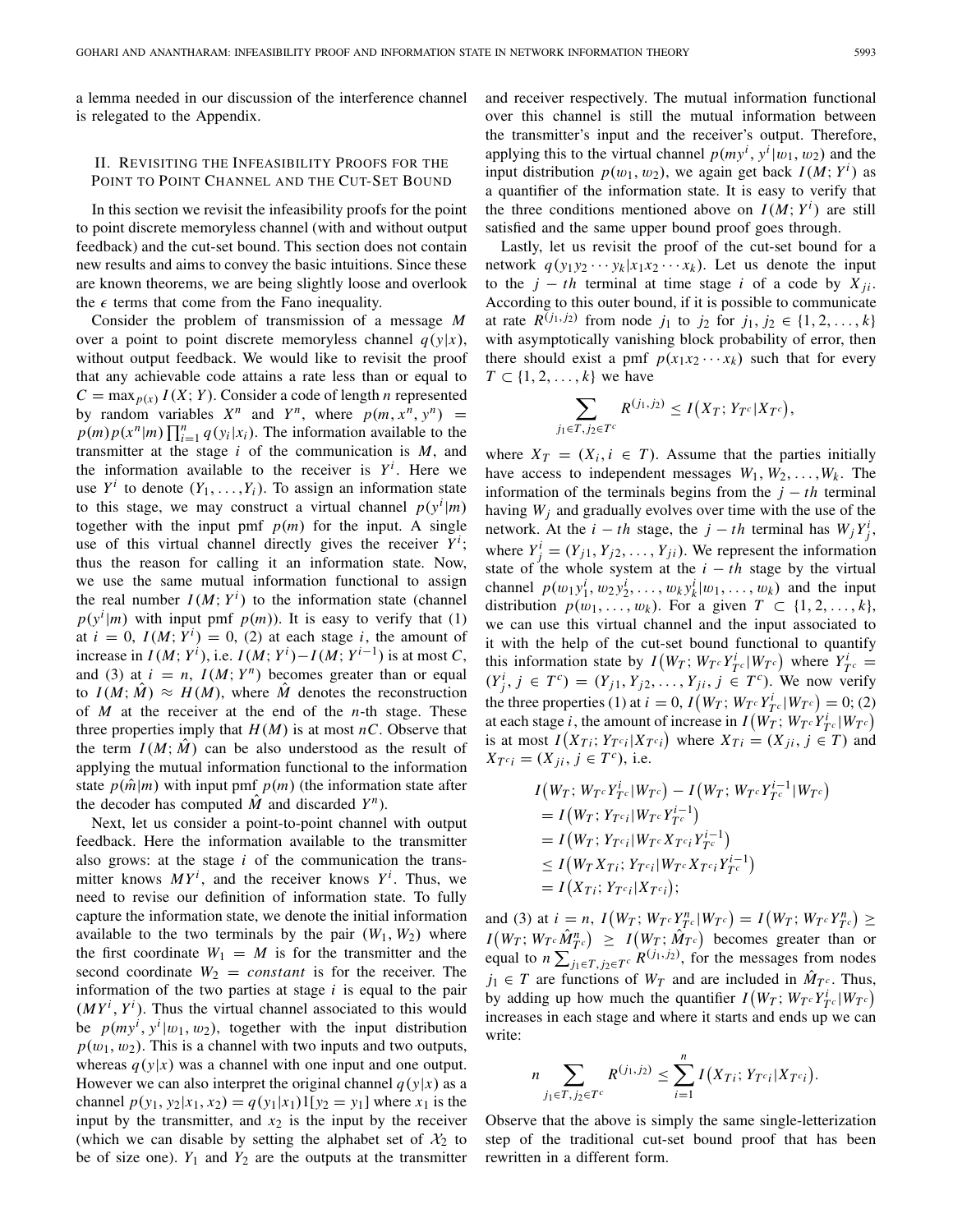a lemma needed in our discussion of the interference channel is relegated to the Appendix.

## II. Revisiting the Infeasibility Proofs for the Point to Point Channel and the Cut-Set Bound

In this section we revisit the infeasibility proofs for the point to point discrete memoryless channel (with and without output feedback) and the cut-set bound. This section does not contain new results and aims to convey the basic intuitions. Since these are known theorems, we are being slightly loose and overlook the $\epsilon$ terms that come from the Fano inequality.

Consider the problem of transmission of a message $M$ over a point to point discrete memoryless channel $q(y|x)$, without output feedback. We would like to revisit the proof that any achievable code attains a rate less than or equal to $C = \max_{p(x)} I(X;Y)$. Consider a code of length $n$ represented by random variables $X^n$ and $Y^n$, where $p(m, x^n, y^n) = p(m)p(x^n|m)\prod_{i=1}^{n} q(y_i|x_i)$. The information available to the transmitter at the stage $i$ of the communication is $M$, and the information available to the receiver is $Y^i$. Here we use $Y^i$ to denote $(Y_1, \ldots, Y_i)$. To assign an information state to this stage, we may construct a virtual channel $p(y^i|m)$ together with the input pmf $p(m)$ for the input. A single use of this virtual channel directly gives the receiver $Y^i$; thus the reason for calling it an information state. Now, we use the same mutual information functional to assign the real number $I(M;Y^i)$ to the information state (channel $p(y^i|m)$ with input pmf $p(m)$). It is easy to verify that (1) at $i = 0$, $I(M;Y^i) = 0$, (2) at each stage $i$, the amount of increase in $I(M;Y^i)$, i.e. $I(M;Y^i) - I(M;Y^{i-1})$ is at most $C$, and (3) at $i = n$, $I(M;Y^n)$ becomes greater than or equal to $I(M;\hat{M}) \approx H(M)$, where $\hat{M}$ denotes the reconstruction of $M$ at the receiver at the end of the $n$-th stage. These three properties imply that $H(M)$ is at most $nC$. Observe that the term $I(M;\hat{M})$ can be also understood as the result of applying the mutual information functional to the information state $p(\hat{m}|m)$ with input pmf $p(m)$ (the information state after the decoder has computed $\hat{M}$ and discarded $Y^n$).

Next, let us consider a point-to-point channel with output feedback. Here the information available to the transmitter also grows: at the stage $i$ of the communication the transmitter knows $MY^i$, and the receiver knows $Y^i$. Thus, we need to revise our definition of information state. To fully capture the information state, we denote the initial information available to the two terminals by the pair $(W_1, W_2)$ where the first coordinate $W_1 = M$ is for the transmitter and the second coordinate $W_2 = constant$ is for the receiver. The information of the two parties at stage $i$ is equal to the pair $(MY^i, Y^i)$. Thus the virtual channel associated to this would be $p(my^i, y^i|w_1, w_2)$, together with the input distribution $p(w_1, w_2)$. This is a channel with two inputs and two outputs, whereas $q(y|x)$ was a channel with one input and one output. However we can also interpret the original channel $q(y|x)$ as a channel $p(y_1, y_2|x_1, x_2) = q(y_1|x_1)1[y_2 = y_1]$ where $x_1$ is the input by the transmitter, and $x_2$ is the input by the receiver (which we can disable by setting the alphabet set of $\mathcal{X}_2$ to be of size one). $Y_1$ and $Y_2$ are the outputs at the transmitter and receiver respectively. The mutual information functional over this channel is still the mutual information between the transmitter's input and the receiver's output. Therefore, applying this to the virtual channel $p(my^i, y^i|w_1, w_2)$ and the input distribution $p(w_1, w_2)$, we again get back $I(M;Y^i)$ as a quantifier of the information state. It is easy to verify that the three conditions mentioned above on $I(M;Y^i)$ are still satisfied and the same upper bound proof goes through.

Lastly, let us revisit the proof of the cut-set bound for a network $q(y_1y_2\cdots y_k|x_1x_2\cdots x_k)$. Let us denote the input to the $j-th$ terminal at time stage $i$ of a code by $X_{ji}$. According to this outer bound, if it is possible to communicate at rate $R^{(j_1,j_2)}$ from node $j_1$ to $j_2$ for $j_1, j_2 \in \{1, 2, \ldots, k\}$ with asymptotically vanishing block probability of error, then there should exist a pmf $p(x_1x_2\cdots x_k)$ such that for every $T \subset \{1, 2, \ldots, k\}$ we have

$$\sum_{j_1 \in T, j_2 \in T^c} R^{(j_1,j_2)} \leq I(X_T; Y_{T^c}|X_{T^c}),$$

where $X_T = (X_i, i \in T)$. Assume that the parties initially have access to independent messages $W_1, W_2, \ldots, W_k$. The information of the terminals begins from the $j-th$ terminal having $W_j$ and gradually evolves over time with the use of the network. At the $i-th$ stage, the $j-th$ terminal has $W_jY_j^i$, where $Y_j^i = (Y_{j1}, Y_{j2}, \ldots, Y_{ji})$. We represent the information state of the whole system at the $i-th$ stage by the virtual channel $p(w_1y_1^i, w_2y_2^i, \ldots, w_ky_k^i|w_1, \ldots, w_k)$ and the input distribution $p(w_1, \ldots, w_k)$. For a given $T \subset \{1, 2, \ldots, k\}$, we can use this virtual channel and the input associated to it with the help of the cut-set bound functional to quantify this information state by $I(W_T; W_{T^c}Y_{T^c}^i|W_{T^c})$ where $Y_{T^c}^i = (Y_j^i, j \in T^c) = (Y_{j1}, Y_{j2}, \ldots, Y_{ji}, j \in T^c)$. We now verify the three properties (1) at $i = 0$, $I(W_T; W_{T^c}Y_{T^c}^i|W_{T^c}) = 0$; (2) at each stage $i$, the amount of increase in $I(W_T; W_{T^c}Y_{T^c}^i|W_{T^c})$ is at most $I(X_{Ti}; Y_{T^ci}|X_{T^ci})$ where $X_{Ti} = (X_{ji}, j \in T)$ and $X_{T^ci} = (X_{ji}, j \in T^c)$, i.e.

$$\begin{aligned}
&I(W_T; W_{T^c}Y_{T^c}^i|W_{T^c}) - I(W_T; W_{T^c}Y_{T^c}^{i-1}|W_{T^c}) \\
&= I(W_T; Y_{T^ci}|W_{T^c}Y_{T^c}^{i-1}) \\
&= I(W_T; Y_{T^ci}|W_{T^c}X_{T^ci}Y_{T^c}^{i-1}) \\
&\leq I(W_TX_{Ti}; Y_{T^ci}|W_{T^c}X_{T^ci}Y_{T^c}^{i-1}) \\
&= I(X_{Ti}; Y_{T^ci}|X_{T^ci});
\end{aligned}$$

and (3) at $i = n$, $I(W_T; W_{T^c}Y_{T^c}^n|W_{T^c}) = I(W_T; W_{T^c}Y_{T^c}^n) \geq I(W_T; W_{T^c}\hat{M}_{T^c}^n) \geq I(W_T; \hat{M}_{T^c})$ becomes greater than or equal to $n\sum_{j_1 \in T, j_2 \in T^c} R^{(j_1,j_2)}$, for the messages from nodes $j_1 \in T$ are functions of $W_T$ and are included in $\hat{M}_{T^c}$. Thus, by adding up how much the quantifier $I(W_T; W_{T^c}Y_{T^c}^i|W_{T^c})$ increases in each stage and where it starts and ends up we can write:

$$n\sum_{j_1 \in T, j_2 \in T^c} R^{(j_1,j_2)} \leq \sum_{i=1}^{n} I(X_{Ti}; Y_{T^ci}|X_{T^ci}).$$

Observe that the above is simply the same single-letterization step of the traditional cut-set bound proof that has been rewritten in a different form.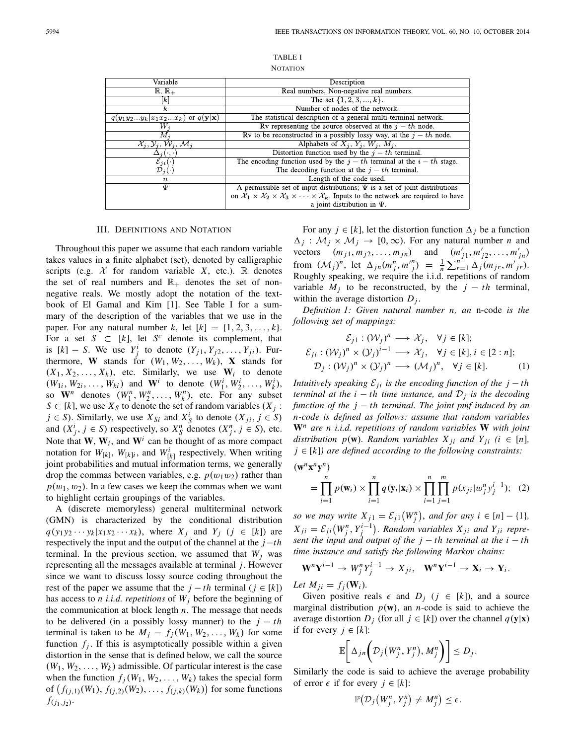TABLE I

NOTATION

| Variable | Description |
| --- | --- |
| $\mathbb{R}$, $\mathbb{R}_+$ | Real numbers, Non-negative real numbers. |
| $[k]$ | The set $\{1, 2, 3, ..., k\}$. |
| $k$ | Number of nodes of the network. |
| $q(y_1 y_2 ... y_k \| x_1 x_2 ... x_k)$ or $q(\mathbf{y}\|\mathbf{x})$ | The statistical description of a general multi-terminal network. |
| $W_j$ | Rv representing the source observed at the $j-th$ node. |
| $M_j$ | Rv to be reconstructed in a possibly lossy way, at the $j-th$ node. |
| $\mathcal{X}_j, \mathcal{Y}_j, \mathcal{W}_j, \mathcal{M}_j$ | Alphabets of $X_j, Y_j, W_j, M_j$. |
| $\Delta_j(\cdot,\cdot)$ | Distortion function used by the $j-th$ terminal. |
| $\mathcal{E}_{ji}(\cdot)$ | The encoding function used by the $j-th$ terminal at the $i-th$ stage. |
| $\mathcal{D}_j(\cdot)$ | The decoding function at the $j-th$ terminal. |
| $n$ | Length of the code used. |
| $\Psi$ | A permissible set of input distributions; $\Psi$ is a set of joint distributions on $\mathcal{X}_1 \times \mathcal{X}_2 \times \mathcal{X}_3 \times \cdots \times \mathcal{X}_k$. Inputs to the network are required to have a joint distribution in $\Psi$. |

## III. Definitions and Notation

Throughout this paper we assume that each random variable takes values in a finite alphabet (set), denoted by calligraphic scripts (e.g. $\mathcal{X}$ for random variable $X$, etc.). $\mathbb{R}$ denotes the set of real numbers and $\mathbb{R}_+$ denotes the set of non-negative reals. We mostly adopt the notation of the textbook of El Gamal and Kim [1]. See Table I for a summary of the description of the variables that we use in the paper. For any natural number $k$, let $[k] = \{1, 2, 3, \ldots, k\}$. For a set $S \subset [k]$, let $S^c$ denote its complement, that is $[k] - S$. We use $Y_j^i$ to denote $(Y_{j1}, Y_{j2}, \ldots, Y_{ji})$. Furthermore, $\mathbf{W}$ stands for $(W_1, W_2, \ldots, W_k)$, $\mathbf{X}$ stands for $(X_1, X_2, \ldots, X_k)$, etc. Similarly, we use $\mathbf{W}_i$ to denote $(W_{1i}, W_{2i}, \ldots, W_{ki})$ and $\mathbf{W}^i$ to denote $(W_1^i, W_2^i, \ldots, W_k^i)$, so $\mathbf{W}^n$ denotes $(W_1^n, W_2^n, \ldots, W_k^n)$, etc. For any subset $S \subset [k]$, we use $X_S$ to denote the set of random variables $(X_j : j \in S)$. Similarly, we use $X_{Si}$ and $X_S^i$ to denote $(X_{ji}, j \in S)$ and $(X_j^i, j \in S)$ respectively, so $X_S^n$ denotes $(X_j^n, j \in S)$, etc. Note that $\mathbf{W}$, $\mathbf{W}_i$, and $\mathbf{W}^i$ can be thought of as more compact notation for $W_{[k]}$, $W_{[k]i}$, and $W_{[k]}^i$ respectively. When writing joint probabilities and mutual information terms, we generally drop the commas between variables, e.g. $p(w_1 w_2)$ rather than $p(w_1, w_2)$. In a few cases we keep the commas when we want to highlight certain groupings of the variables.

A (discrete memoryless) general multiterminal network (GMN) is characterized by the conditional distribution $q(y_1 y_2 \cdots y_k | x_1 x_2 \cdots x_k)$, where $X_j$ and $Y_j$ ($j \in [k]$) are respectively the input and the output of the channel at the $j-th$ terminal. In the previous section, we assumed that $W_j$ was representing all the messages available at terminal $j$. However since we want to discuss lossy source coding throughout the rest of the paper we assume that the $j-th$ terminal ($j \in [k]$) has access to *n i.i.d. repetitions* of $W_j$ before the beginning of the communication at block length $n$. The message that needs to be delivered (in a possibly lossy manner) to the $j-th$ terminal is taken to be $M_j = f_j(W_1, W_2, \ldots, W_k)$ for some function $f_j$. If this is asymptotically possible within a given distortion in the sense that is defined below, we call the source $(W_1, W_2, \ldots, W_k)$ admissible. Of particular interest is the case when the function $f_j(W_1, W_2, \ldots, W_k)$ takes the special form of $\big(f_{(j,1)}(W_1), f_{(j,2)}(W_2), \ldots, f_{(j,k)}(W_k)\big)$ for some functions $f_{(j_1,j_2)}$.

For any $j \in [k]$, let the distortion function $\Delta_j$ be a function $\Delta_j : \mathcal{M}_j \times \mathcal{M}_j \rightarrow [0, \infty)$. For any natural number $n$ and vectors $(m_{j1}, m_{j2}, \ldots, m_{jn})$ and $(m'_{j1}, m'_{j2}, \ldots, m'_{jn})$ from $(\mathcal{M}_j)^n$, let $\Delta_{jn}(m_j^n, m_j'^n) = \frac{1}{n}\sum_{r=1}^n \Delta_j(m_{jr}, m'_{jr})$. Roughly speaking, we require the i.i.d. repetitions of random variable $M_j$ to be reconstructed, by the $j-th$ terminal, within the average distortion $D_j$.

*Definition 1: Given natural number n, an* n-code *is the following set of mappings:*

$$\begin{aligned}
\mathcal{E}_{j1} &: (\mathcal{W}_j)^n \longrightarrow \mathcal{X}_j, \quad \forall j \in [k];\\
\mathcal{E}_{ji} &: (\mathcal{W}_j)^n \times (\mathcal{Y}_j)^{i-1} \longrightarrow \mathcal{X}_j, \quad \forall j \in [k], i \in [2:n];\\
\mathcal{D}_j &: (\mathcal{W}_j)^n \times (\mathcal{Y}_j)^n \longrightarrow (\mathcal{M}_j)^n, \quad \forall j \in [k]. \qquad (1)
\end{aligned}$$

*Intuitively speaking $\mathcal{E}_{ji}$ is the encoding function of the $j-th$ terminal at the $i-th$ time instance, and $\mathcal{D}_j$ is the decoding function of the $j-th$ terminal. The joint pmf induced by an n-code is defined as follows: assume that random variables $\mathbf{W}^n$ are n i.i.d. repetitions of random variables $\mathbf{W}$ with joint distribution $p(\mathbf{w})$. Random variables $X_{ji}$ and $Y_{ji}$ ($i \in [n]$, $j \in [k]$) are defined according to the following constraints:*

$$(\mathbf{w}^n \mathbf{x}^n \mathbf{y}^n) = \prod_{i=1}^n p(\mathbf{w}_i) \times \prod_{i=1}^n q(\mathbf{y}_i|\mathbf{x}_i) \times \prod_{i=1}^n \prod_{j=1}^m p(x_{ji}|w_j^n y_j^{i-1}); \quad (2)$$

*so we may write $X_{j1} = \mathcal{E}_{j1}\big(W_j^n\big)$, and for any $i \in [n] - \{1\}$, $X_{ji} = \mathcal{E}_{ji}\big(W_j^n, Y_j^{i-1}\big)$. Random variables $X_{ji}$ and $Y_{ji}$ represent the input and output of the $j-th$ terminal at the $i-th$ time instance and satisfy the following Markov chains:*

$$\mathbf{W}^n \mathbf{Y}^{i-1} \rightarrow W_j^n Y_j^{i-1} \rightarrow X_{ji}, \quad \mathbf{W}^n \mathbf{Y}^{i-1} \rightarrow \mathbf{X}_i \rightarrow \mathbf{Y}_i.$$

*Let $M_{ji} = f_j(\mathbf{W}_i)$.*

Given positive reals $\epsilon$ and $D_j$ ($j \in [k]$), and a source marginal distribution $p(\mathbf{w})$, an $n$-code is said to achieve the average distortion $D_j$ (for all $j \in [k]$) over the channel $q(\mathbf{y}|\mathbf{x})$ if for every $j \in [k]$:

$$\mathbb{E}\bigg[\Delta_{jn}\bigg(\mathcal{D}_j\big(W_j^n, Y_j^n\big), M_j^n\bigg)\bigg] \leq D_j.$$

Similarly the code is said to achieve the average probability of error $\epsilon$ if for every $j \in [k]$:

$$\mathbb{P}\big(\mathcal{D}_j\big(W_j^n, Y_j^n\big) \neq M_j^n\big) \leq \epsilon.$$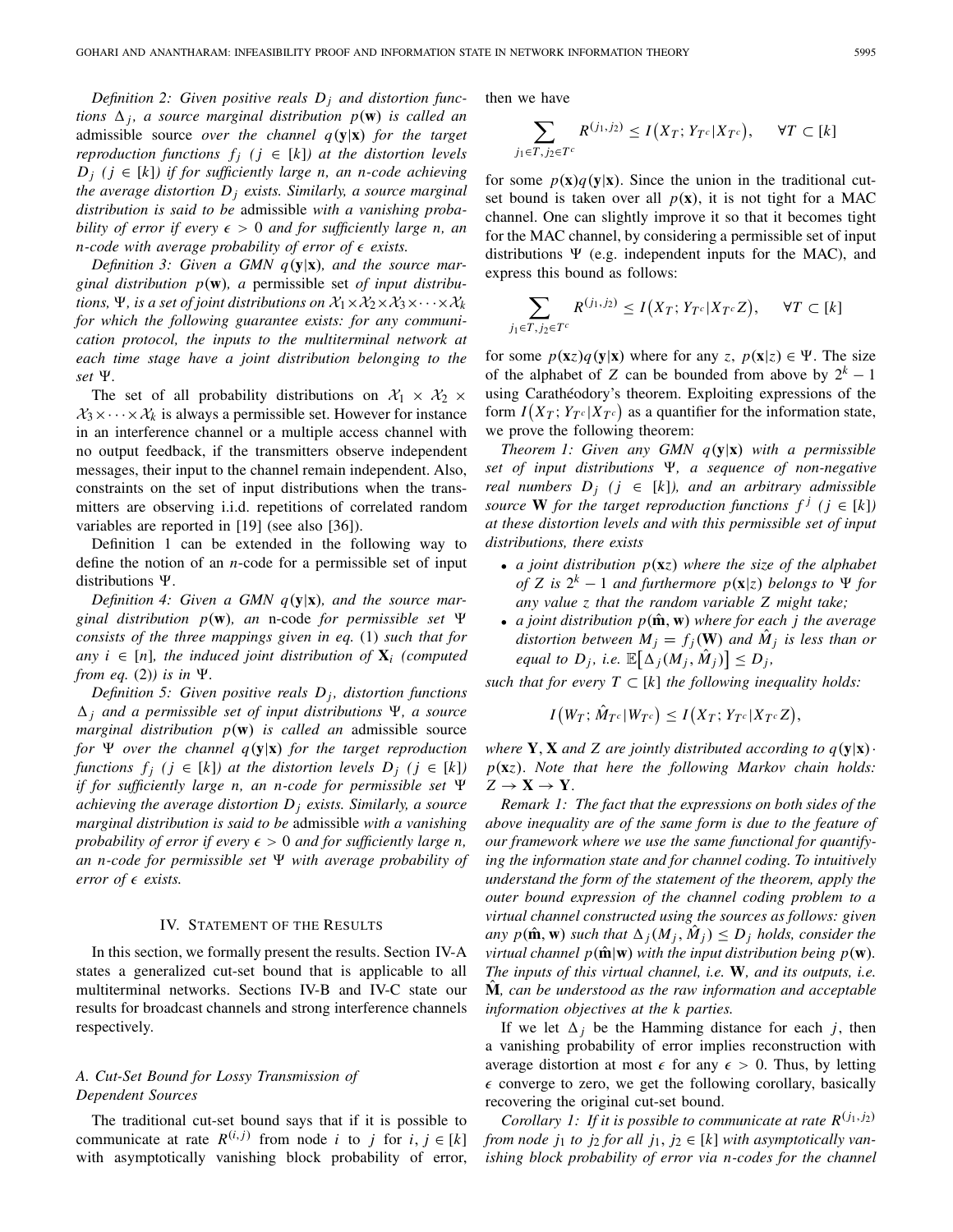*Definition 2: Given positive reals $D_j$ and distortion functions $\Delta_j$, a source marginal distribution $p(\mathbf{w})$ is called an* admissible source *over the channel $q(\mathbf{y}|\mathbf{x})$ for the target reproduction functions $f_j$ ($j \in [k]$) at the distortion levels $D_j$ ($j \in [k]$) if for sufficiently large n, an n-code achieving the average distortion $D_j$ exists. Similarly, a source marginal distribution is said to be* admissible *with a vanishing probability of error if every $\epsilon > 0$ and for sufficiently large n, an n-code with average probability of error of $\epsilon$ exists.*

*Definition 3: Given a GMN $q(\mathbf{y}|\mathbf{x})$, and the source marginal distribution $p(\mathbf{w})$, a* permissible set *of input distributions, $\Psi$, is a set of joint distributions on $\mathcal{X}_1 \times \mathcal{X}_2 \times \mathcal{X}_3 \times \cdots \times \mathcal{X}_k$ for which the following guarantee exists: for any communication protocol, the inputs to the multiterminal network at each time stage have a joint distribution belonging to the set $\Psi$.*

The set of all probability distributions on $\mathcal{X}_1 \times \mathcal{X}_2 \times \mathcal{X}_3 \times \cdots \times \mathcal{X}_k$ is always a permissible set. However for instance in an interference channel or a multiple access channel with no output feedback, if the transmitters observe independent messages, their input to the channel remain independent. Also, constraints on the set of input distributions when the transmitters are observing i.i.d. repetitions of correlated random variables are reported in [19] (see also [36]).

Definition 1 can be extended in the following way to define the notion of an $n$-code for a permissible set of input distributions $\Psi$.

*Definition 4: Given a GMN $q(\mathbf{y}|\mathbf{x})$, and the source marginal distribution $p(\mathbf{w})$, an* n-code *for permissible set $\Psi$ consists of the three mappings given in eq.* (1) *such that for any $i \in [n]$, the induced joint distribution of $\mathbf{X}_i$ (computed from eq.* (2)*) is in $\Psi$.*

*Definition 5: Given positive reals $D_j$, distortion functions $\Delta_j$ and a permissible set of input distributions $\Psi$, a source marginal distribution $p(\mathbf{w})$ is called an* admissible source *for $\Psi$ over the channel $q(\mathbf{y}|\mathbf{x})$ for the target reproduction functions $f_j$ ($j \in [k]$) at the distortion levels $D_j$ ($j \in [k]$) if for sufficiently large n, an n-code for permissible set $\Psi$ achieving the average distortion $D_j$ exists. Similarly, a source marginal distribution is said to be* admissible *with a vanishing probability of error if every $\epsilon > 0$ and for sufficiently large n, an n-code for permissible set $\Psi$ with average probability of error of $\epsilon$ exists.*

## IV. Statement of the Results

In this section, we formally present the results. Section IV-A states a generalized cut-set bound that is applicable to all multiterminal networks. Sections IV-B and IV-C state our results for broadcast channels and strong interference channels respectively.

### A. Cut-Set Bound for Lossy Transmission of Dependent Sources

The traditional cut-set bound says that if it is possible to communicate at rate $R^{(i,j)}$ from node $i$ to $j$ for $i, j \in [k]$ with asymptotically vanishing block probability of error, then we have

$$\sum_{j_1 \in T, j_2 \in T^c} R^{(j_1,j_2)} \leq I\big(X_T; Y_{T^c}|X_{T^c}\big), \qquad \forall T \subset [k]$$

for some $p(\mathbf{x})q(\mathbf{y}|\mathbf{x})$. Since the union in the traditional cut-set bound is taken over all $p(\mathbf{x})$, it is not tight for a MAC channel. One can slightly improve it so that it becomes tight for the MAC channel, by considering a permissible set of input distributions $\Psi$ (e.g. independent inputs for the MAC), and express this bound as follows:

$$\sum_{j_1 \in T, j_2 \in T^c} R^{(j_1,j_2)} \leq I\big(X_T; Y_{T^c}|X_{T^c}Z\big), \qquad \forall T \subset [k]$$

for some $p(\mathbf{x}z)q(\mathbf{y}|\mathbf{x})$ where for any $z$, $p(\mathbf{x}|z) \in \Psi$. The size of the alphabet of $Z$ can be bounded from above by $2^k - 1$ using Carathéodory's theorem. Exploiting expressions of the form $I\big(X_T; Y_{T^c}|X_{T^c}\big)$ as a quantifier for the information state, we prove the following theorem:

*Theorem 1: Given any GMN $q(\mathbf{y}|\mathbf{x})$ with a permissible set of input distributions $\Psi$, a sequence of non-negative real numbers $D_j$ ($j \in [k]$), and an arbitrary admissible source $\mathbf{W}$ for the target reproduction functions $f^j$ ($j \in [k]$) at these distortion levels and with this permissible set of input distributions, there exists*

- *a joint distribution $p(\mathbf{x}z)$ where the size of the alphabet of $Z$ is $2^k - 1$ and furthermore $p(\mathbf{x}|z)$ belongs to $\Psi$ for any value $z$ that the random variable $Z$ might take;*
- *a joint distribution $p(\hat{\mathbf{m}}, \mathbf{w})$ where for each $j$ the average distortion between $M_j = f_j(\mathbf{W})$ and $\hat{M}_j$ is less than or equal to $D_j$, i.e. $\mathbb{E}\big[\Delta_j(M_j, \hat{M}_j)\big] \leq D_j$,*

*such that for every $T \subset [k]$ the following inequality holds:*

$$I\big(W_T; \hat{M}_{T^c}|W_{T^c}\big) \leq I\big(X_T; Y_{T^c}|X_{T^c}Z\big),$$

*where $\mathbf{Y}, \mathbf{X}$ and $Z$ are jointly distributed according to $q(\mathbf{y}|\mathbf{x}) \cdot p(\mathbf{x}z)$. Note that here the following Markov chain holds: $Z \to \mathbf{X} \to \mathbf{Y}$.*

*Remark 1: The fact that the expressions on both sides of the above inequality are of the same form is due to the feature of our framework where we use the same functional for quantifying the information state and for channel coding. To intuitively understand the form of the statement of the theorem, apply the outer bound expression of the channel coding problem to a virtual channel constructed using the sources as follows: given any $p(\hat{\mathbf{m}}, \mathbf{w})$ such that $\Delta_j(M_j, \hat{M}_j) \leq D_j$ holds, consider the virtual channel $p(\hat{\mathbf{m}}|\mathbf{w})$ with the input distribution being $p(\mathbf{w})$. The inputs of this virtual channel, i.e. $\mathbf{W}$, and its outputs, i.e. $\hat{\mathbf{M}}$, can be understood as the raw information and acceptable information objectives at the k parties.*

If we let $\Delta_j$ be the Hamming distance for each $j$, then a vanishing probability of error implies reconstruction with average distortion at most $\epsilon$ for any $\epsilon > 0$. Thus, by letting $\epsilon$ converge to zero, we get the following corollary, basically recovering the original cut-set bound.

*Corollary 1: If it is possible to communicate at rate $R^{(j_1,j_2)}$ from node $j_1$ to $j_2$ for all $j_1, j_2 \in [k]$ with asymptotically vanishing block probability of error via n-codes for the channel*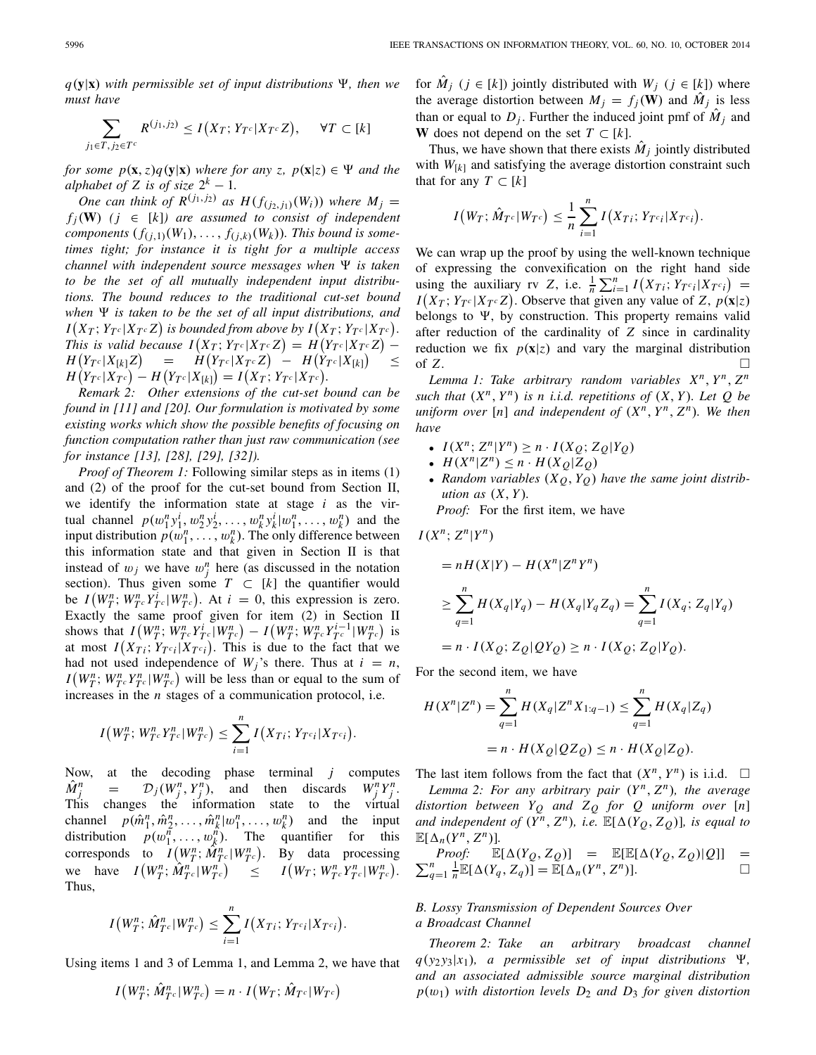$q(\mathbf{y}|\mathbf{x})$ *with permissible set of input distributions* $\Psi$*, then we must have*

$$\sum_{j_1 \in T, j_2 \in T^c} R^{(j_1,j_2)} \leq I(X_T; Y_{T^c}|X_{T^c}Z), \quad \forall T \subset [k]$$

*for some* $p(\mathbf{x}, z)q(\mathbf{y}|\mathbf{x})$ *where for any* $z$*,* $p(\mathbf{x}|z) \in \Psi$ *and the alphabet of* $Z$ *is of size* $2^k - 1$*.*

*One can think of* $R^{(j_1,j_2)}$ *as* $H(f_{(j_2,j_1)}(W_i))$ *where* $M_j = f_j(\mathbf{W})$ $(j \in [k])$ *are assumed to consist of independent components* $(f_{(j,1)}(W_1), \ldots, f_{(j,k)}(W_k))$*. This bound is sometimes tight; for instance it is tight for a multiple access channel with independent source messages when* $\Psi$ *is taken to be the set of all mutually independent input distributions. The bound reduces to the traditional cut-set bound when* $\Psi$ *is taken to be the set of all input distributions, and* $I(X_T; Y_{T^c}|X_{T^c}Z)$ *is bounded from above by* $I(X_T; Y_{T^c}|X_{T^c})$*. This is valid because* $I(X_T; Y_{T^c}|X_{T^c}Z) = H(Y_{T^c}|X_{T^c}Z) - H(Y_{T^c}|X_{[k]}Z) = H(Y_{T^c}|X_{T^c}Z) - H(Y_{T^c}|X_{[k]}) \leq H(Y_{T^c}|X_{T^c}) - H(Y_{T^c}|X_{[k]}) = I(X_T; Y_{T^c}|X_{T^c})$*.*

*Remark 2: Other extensions of the cut-set bound can be found in [11] and [20]. Our formulation is motivated by some existing works which show the possible benefits of focusing on function computation rather than just raw communication (see for instance [13], [28], [29], [32]).*

*Proof of Theorem 1:* Following similar steps as in items (1) and (2) of the proof for the cut-set bound from Section II, we identify the information state at stage $i$ as the virtual channel $p(w_1^n y_1^i, w_2^n y_2^i, \ldots, w_k^n y_k^i | w_1^n, \ldots, w_k^n)$ and the input distribution $p(w_1^n, \ldots, w_k^n)$. The only difference between this information state and that given in Section II is that instead of $w_j$ we have $w_j^n$ here (as discussed in the notation section). Thus given some $T \subset [k]$ the quantifier would be $I(W_T^n; W_{T^c}^n Y_{T^c}^i | W_{T^c}^n)$. At $i = 0$, this expression is zero. Exactly the same proof given for item (2) in Section II shows that $I(W_T^n; W_{T^c}^n Y_{T^c}^i | W_{T^c}^n) - I(W_T^n; W_{T^c}^n Y_{T^c}^{i-1} | W_{T^c}^n)$ is at most $I(X_{Ti}; Y_{T^c i}|X_{T^c i})$. This is due to the fact that we had not used independence of $W_j$'s there. Thus at $i = n$, $I(W_T^n; W_{T^c}^n Y_{T^c}^n | W_{T^c}^n)$ will be less than or equal to the sum of increases in the $n$ stages of a communication protocol, i.e.

$$I(W_T^n; W_{T^c}^n Y_{T^c}^n | W_{T^c}^n) \leq \sum_{i=1}^n I(X_{Ti}; Y_{T^c i}|X_{T^c i}).$$

Now, at the decoding phase terminal $j$ computes $\hat{M}_j^n = \mathcal{D}_j(W_j^n, Y_j^n)$, and then discards $W_j^n Y_j^n$. This changes the information state to the virtual channel $p(\hat{m}_1^n, \hat{m}_2^n, \ldots, \hat{m}_k^n | w_1^n, \ldots, w_k^n)$ and the input distribution $p(w_1^n, \ldots, w_k^n)$. The quantifier for this corresponds to $I(W_T^n; \hat{M}_{T^c}^n | W_{T^c}^n)$. By data processing we have $I(W_T^n; \hat{M}_{T^c}^n | W_{T^c}^n) \leq I(W_T; W_{T^c}^n Y_{T^c}^n | W_{T^c}^n)$. Thus,

$$I(W_T^n; \hat{M}_{T^c}^n | W_{T^c}^n) \leq \sum_{i=1}^n I(X_{Ti}; Y_{T^c i}|X_{T^c i}).$$

Using items 1 and 3 of Lemma 1, and Lemma 2, we have that

$$I(W_T^n; \hat{M}_{T^c}^n | W_{T^c}^n) = n \cdot I(W_T; \hat{M}_{T^c} | W_{T^c})$$

for $\hat{M}_j$ $(j \in [k])$ jointly distributed with $W_j$ $(j \in [k])$ where the average distortion between $M_j = f_j(\mathbf{W})$ and $\hat{M}_j$ is less than or equal to $D_j$. Further the induced joint pmf of $\hat{M}_j$ and $\mathbf{W}$ does not depend on the set $T \subset [k]$.

Thus, we have shown that there exists $\hat{M}_j$ jointly distributed with $W_{[k]}$ and satisfying the average distortion constraint such that for any $T \subset [k]$

$$I(W_T; \hat{M}_{T^c} | W_{T^c}) \leq \frac{1}{n} \sum_{i=1}^n I(X_{Ti}; Y_{T^c i}|X_{T^c i}).$$

We can wrap up the proof by using the well-known technique of expressing the convexification on the right hand side using the auxiliary rv $Z$, i.e. $\frac{1}{n}\sum_{i=1}^n I(X_{Ti}; Y_{T^c i}|X_{T^c i}) = I(X_T; Y_{T^c}|X_{T^c}Z)$. Observe that given any value of $Z$, $p(\mathbf{x}|z)$ belongs to $\Psi$, by construction. This property remains valid after reduction of the cardinality of $Z$ since in cardinality reduction we fix $p(\mathbf{x}|z)$ and vary the marginal distribution of $Z$. $\square$

*Lemma 1: Take arbitrary random variables* $X^n, Y^n, Z^n$ *such that* $(X^n, Y^n)$ *is* $n$ *i.i.d. repetitions of* $(X, Y)$*. Let* $Q$ *be uniform over* $[n]$ *and independent of* $(X^n, Y^n, Z^n)$*. We then have*

- $I(X^n; Z^n|Y^n) \geq n \cdot I(X_Q; Z_Q|Y_Q)$
- $H(X^n|Z^n) \leq n \cdot H(X_Q|Z_Q)$
- *Random variables* $(X_Q, Y_Q)$ *have the same joint distribution as* $(X, Y)$*.*

*Proof:* For the first item, we have

$$\begin{aligned}
I(X^n; Z^n|Y^n) &= nH(X|Y) - H(X^n|Z^n Y^n) \\
&\geq \sum_{q=1}^n H(X_q|Y_q) - H(X_q|Y_q Z_q) = \sum_{q=1}^n I(X_q; Z_q|Y_q) \\
&= n \cdot I(X_Q; Z_Q|QY_Q) \geq n \cdot I(X_Q; Z_Q|Y_Q).
\end{aligned}$$

For the second item, we have

$$\begin{aligned}
H(X^n|Z^n) &= \sum_{q=1}^n H(X_q|Z^n X_{1:q-1}) \leq \sum_{q=1}^n H(X_q|Z_q) \\
&= n \cdot H(X_Q|QZ_Q) \leq n \cdot H(X_Q|Z_Q).
\end{aligned}$$

The last item follows from the fact that $(X^n, Y^n)$ is i.i.d. $\square$

*Lemma 2: For any arbitrary pair* $(Y^n, Z^n)$*, the average distortion between* $Y_Q$ *and* $Z_Q$ *for* $Q$ *uniform over* $[n]$ *and independent of* $(Y^n, Z^n)$*, i.e.* $\mathbb{E}[\Delta(Y_Q, Z_Q)]$*, is equal to* $\mathbb{E}[\Delta_n(Y^n, Z^n)]$*.*

*Proof:* $\mathbb{E}[\Delta(Y_Q, Z_Q)] = \mathbb{E}[\mathbb{E}[\Delta(Y_Q, Z_Q)|Q]] = \sum_{q=1}^n \frac{1}{n}\mathbb{E}[\Delta(Y_q, Z_q)] = \mathbb{E}[\Delta_n(Y^n, Z^n)]$. $\square$

### B. Lossy Transmission of Dependent Sources Over a Broadcast Channel

*Theorem 2: Take an arbitrary broadcast channel* $q(y_2 y_3|x_1)$*, a permissible set of input distributions* $\Psi$*, and an associated admissible source marginal distribution* $p(w_1)$ *with distortion levels* $D_2$ *and* $D_3$ *for given distortion*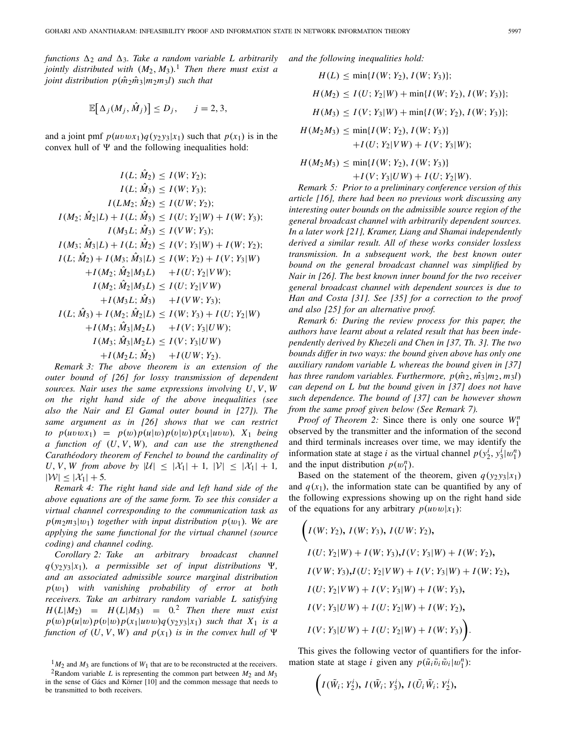*functions* $\Delta_2$ *and* $\Delta_3$*. Take a random variable* $L$ *arbitrarily jointly distributed with* $(M_2, M_3)$*.*[1] *Then there must exist a joint distribution* $p(\hat{m}_2\hat{m}_3|m_2m_3l)$ *such that*

$$\mathbb{E}\big[\Delta_j(M_j, \hat{M}_j)\big] \leq D_j, \qquad j = 2, 3,$$

and a joint pmf $p(uvwx_1)q(y_2y_3|x_1)$ such that $p(x_1)$ is in the convex hull of $\Psi$ and the following inequalities hold:

$$
\begin{aligned}
I(L; \hat{M}_2) &\leq I(W; Y_2);\\
I(L; \hat{M}_3) &\leq I(W; Y_3);\\
I(LM_2; \hat{M}_2) &\leq I(UW; Y_2);\\
I(M_2; \hat{M}_2|L) + I(L; \hat{M}_3) &\leq I(U; Y_2|W) + I(W; Y_3);\\
I(M_3L; \hat{M}_3) &\leq I(VW; Y_3);\\
I(M_3; \hat{M}_3|L) + I(L; \hat{M}_2) &\leq I(V; Y_3|W) + I(W; Y_2);\\
I(L; \hat{M}_2) + I(M_3; \hat{M}_3|L) &\leq I(W; Y_2) + I(V; Y_3|W)\\
+I(M_2; \hat{M}_2|M_3L) &\quad +I(U; Y_2|VW);\\
I(M_2; \hat{M}_2|M_3L) &\leq I(U; Y_2|VW)\\
+I(M_3L; \hat{M}_3) &\quad +I(VW; Y_3);\\
I(L; \hat{M}_3) + I(M_2; \hat{M}_2|L) &\leq I(W; Y_3) + I(U; Y_2|W)\\
+I(M_3; \hat{M}_3|M_2L) &\quad +I(V; Y_3|UW);\\
I(M_3; \hat{M}_3|M_2L) &\leq I(V; Y_3|UW)\\
+I(M_2L; \hat{M}_2) &\quad +I(UW; Y_2).
\end{aligned}
$$

*Remark 3: The above theorem is an extension of the outer bound of [26] for lossy transmission of dependent sources. Nair uses the same expressions involving* $U, V, W$ *on the right hand side of the above inequalities (see also the Nair and El Gamal outer bound in [27]). The same argument as in [26] shows that we can restrict to* $p(uvwx_1) = p(w)p(u|w)p(v|w)p(x_1|uvw)$*,* $X_1$ *being a function of* $(U, V, W)$*, and can use the strengthened Carathéodory theorem of Fenchel to bound the cardinality of* $U, V, W$ *from above by* $|\mathcal{U}| \leq |\mathcal{X}_1| + 1$*,* $|\mathcal{V}| \leq |\mathcal{X}_1| + 1$*,* $|\mathcal{W}| \leq |\mathcal{X}_1| + 5$*.*

*Remark 4: The right hand side and left hand side of the above equations are of the same form. To see this consider a virtual channel corresponding to the communication task as* $p(m_2m_3|w_1)$ *together with input distribution* $p(w_1)$*. We are applying the same functional for the virtual channel (source coding) and channel coding.*

*Corollary 2: Take an arbitrary broadcast channel* $q(y_2y_3|x_1)$*, a permissible set of input distributions* $\Psi$*, and an associated admissible source marginal distribution* $p(w_1)$ *with vanishing probability of error at both receivers. Take an arbitrary random variable* $L$ *satisfying* $H(L|M_2) = H(L|M_3) = 0$*.*[2] *Then there must exist* $p(w)p(u|w)p(v|w)p(x_1|uvw)q(y_2y_3|x_1)$ *such that* $X_1$ *is a function of* $(U, V, W)$ *and* $p(x_1)$ *is in the convex hull of* $\Psi$ *and the following inequalities hold:*

$$
\begin{aligned}
H(L) &\leq \min\{I(W; Y_2), I(W; Y_3)\};\\
H(M_2) &\leq I(U; Y_2|W) + \min\{I(W; Y_2), I(W; Y_3)\};\\
H(M_3) &\leq I(V; Y_3|W) + \min\{I(W; Y_2), I(W; Y_3)\};\\
H(M_2M_3) &\leq \min\{I(W; Y_2), I(W; Y_3)\}\\
&\quad +I(U; Y_2|VW) + I(V; Y_3|W);\\
H(M_2M_3) &\leq \min\{I(W; Y_2), I(W; Y_3)\}\\
&\quad +I(V; Y_3|UW) + I(U; Y_2|W).
\end{aligned}
$$

*Remark 5: Prior to a preliminary conference version of this article [16], there had been no previous work discussing any interesting outer bounds on the admissible source region of the general broadcast channel with arbitrarily dependent sources. In a later work [21], Kramer, Liang and Shamai independently derived a similar result. All of these works consider lossless transmission. In a subsequent work, the best known outer bound on the general broadcast channel was simplified by Nair in [26]. The best known inner bound for the two receiver general broadcast channel with dependent sources is due to Han and Costa [31]. See [35] for a correction to the proof and also [25] for an alternative proof.*

*Remark 6: During the review process for this paper, the authors have learnt about a related result that has been independently derived by Khezeli and Chen in [37, Th. 3]. The two bounds differ in two ways: the bound given above has only one auxiliary random variable* $L$ *whereas the bound given in [37] has three random variables. Furthermore,* $p(\hat{m}_2, \hat{m}_3|m_2, m_3l)$ *can depend on* $L$ *but the bound given in [37] does not have such dependence. The bound of [37] can be however shown from the same proof given below (See Remark 7).*

*Proof of Theorem 2:* Since there is only one source $W_1^n$ observed by the transmitter and the information of the second and third terminals increases over time, we may identify the information state at stage $i$ as the virtual channel $p(y_2^i, y_3^i|w_1^n)$ and the input distribution $p(w_1^n)$.

Based on the statement of the theorem, given $q(y_2y_3|x_1)$ and $q(x_1)$, the information state can be quantified by any of the following expressions showing up on the right hand side of the equations for any arbitrary $p(uvw|x_1)$:

$$
\begin{aligned}
\Big(&I(W; Y_2),\ I(W; Y_3),\ I(UW; Y_2),\\
&I(U; Y_2|W) + I(W; Y_3), I(V; Y_3|W) + I(W; Y_2),\\
&I(VW; Y_3), I(U; Y_2|VW) + I(V; Y_3|W) + I(W; Y_2),\\
&I(U; Y_2|VW) + I(V; Y_3|W) + I(W; Y_3),\\
&I(V; Y_3|UW) + I(U; Y_2|W) + I(W; Y_2),\\
&I(V; Y_3|UW) + I(U; Y_2|W) + I(W; Y_3)\Big).
\end{aligned}
$$

This gives the following vector of quantifiers for the information state at stage $i$ given any $p(\tilde{u}_i\tilde{v}_i\tilde{w}_i|w_1^n)$:

$$\Big(I(\tilde{W}_i; Y_2^i),\ I(\tilde{W}_i; Y_3^i),\ I(\tilde{U}_i\tilde{W}_i; Y_2^i),$$

[1] $M_2$ and $M_3$ are functions of $W_1$ that are to be reconstructed at the receivers.

[2] Random variable $L$ is representing the common part between $M_2$ and $M_3$ in the sense of Gács and Körner [10] and the common message that needs to be transmitted to both receivers.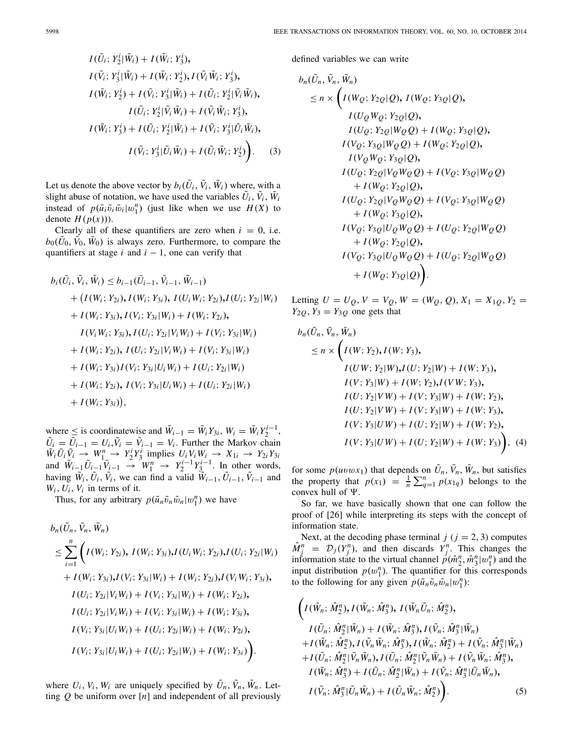$$
\begin{aligned}
&I(\tilde{U}_i; Y_2^i|\tilde{W}_i) + I(\tilde{W}_i; Y_3^i),\\
&I(\tilde{V}_i; Y_3^i|\tilde{W}_i) + I(\tilde{W}_i; Y_2^i), I(\tilde{V}_i\tilde{W}_i; Y_3^i),\\
&I(\tilde{W}_i; Y_2^i) + I(\tilde{V}_i; Y_3^i|\tilde{W}_i) + I(\tilde{U}_i; Y_2^i|\tilde{V}_i\tilde{W}_i),\\
&\qquad I(\tilde{U}_i; Y_2^i|\tilde{V}_i\tilde{W}_i) + I(\tilde{V}_i\tilde{W}_i; Y_3^i),\\
&I(\tilde{W}_i; Y_3^i) + I(\tilde{U}_i; Y_2^i|\tilde{W}_i) + I(\tilde{V}_i; Y_3^i|\tilde{U}_i\tilde{W}_i),\\
&\qquad I(\tilde{V}_i; Y_3^i|\tilde{U}_i\tilde{W}_i) + I(\tilde{U}_i\tilde{W}_i; Y_2^i)\Big). \qquad (3)
\end{aligned}
$$

Let us denote the above vector by $b_i(\tilde{U}_i, \tilde{V}_i, \tilde{W}_i)$ where, with a slight abuse of notation, we have used the variables $\tilde{U}_i, \tilde{V}_i, \tilde{W}_i$ instead of $p(\tilde{u}_i\tilde{v}_i\tilde{w}_i|w_1^n)$ (just like when we use $H(X)$ to denote $H(p(x))$).

Clearly all of these quantifiers are zero when $i = 0$, i.e. $b_0(\tilde{U}_0, \tilde{V}_0, \tilde{W}_0)$ is always zero. Furthermore, to compare the quantifiers at stage $i$ and $i-1$, one can verify that

$$
\begin{aligned}
b_i(\tilde{U}_i, \tilde{V}_i, \tilde{W}_i) &\leq b_{i-1}(\tilde{U}_{i-1}, \tilde{V}_{i-1}, \tilde{W}_{i-1})\\
&+ \big(I(W_i; Y_{2i}), I(W_i; Y_{3i}), I(U_iW_i; Y_{2i}), I(U_i; Y_{2i}|W_i)\\
&+ I(W_i; Y_{3i}), I(V_i; Y_{3i}|W_i) + I(W_i; Y_{2i}),\\
&\quad I(V_iW_i; Y_{3i}), I(U_i; Y_{2i}|V_iW_i) + I(V_i; Y_{3i}|W_i)\\
&+ I(W_i; Y_{2i}), I(U_i; Y_{2i}|V_iW_i) + I(V_i; Y_{3i}|W_i)\\
&+ I(W_i; Y_{3i}) I(V_i; Y_{3i}|U_iW_i) + I(U_i; Y_{2i}|W_i)\\
&+ I(W_i; Y_{2i}), I(V_i; Y_{3i}|U_iW_i) + I(U_i; Y_{2i}|W_i)\\
&+ I(W_i; Y_{3i})\big),
\end{aligned}
$$

where $\leq$ is coordinatewise and $\tilde{W}_{i-1} = \tilde{W}_iY_{3i}$, $W_i = \tilde{W}_iY_2^{i-1}$, $\tilde{U}_i = \tilde{U}_{i-1} = U_i, \tilde{V}_i = \tilde{V}_{i-1} = V_i$. Further the Markov chain $\tilde{W}_i\tilde{U}_i\tilde{V}_i \to W_1^n \to Y_2^iY_3^i$ implies $U_iV_iW_i \to X_{1i} \to Y_{2i}Y_{3i}$ and $\tilde{W}_{i-1}\tilde{U}_{i-1}\tilde{V}_{i-1} \to W_1^n \to Y_2^{i-1}Y_3^{i-1}$. In other words, having $\tilde{W}_i, \tilde{U}_i, \tilde{V}_i$, we can find a valid $\tilde{W}_{i-1}, \tilde{U}_{i-1}, \tilde{V}_{i-1}$ and $W_i, U_i, V_i$ in terms of it.

Thus, for any arbitrary $p(\tilde{u}_n\tilde{v}_n\tilde{w}_n|w_1^n)$ we have

$$
\begin{aligned}
&b_n(\tilde{U}_n, \tilde{V}_n, \tilde{W}_n)\\
&\leq \sum_{i=1}^n \Big(I(W_i; Y_{2i}), I(W_i; Y_{3i}), I(U_iW_i; Y_{2i}), I(U_i; Y_{2i}|W_i)\\
&\quad + I(W_i; Y_{3i}), I(V_i; Y_{3i}|W_i) + I(W_i; Y_{2i}), I(V_iW_i; Y_{3i}),\\
&\quad I(U_i; Y_{2i}|V_iW_i) + I(V_i; Y_{3i}|W_i) + I(W_i; Y_{2i}),\\
&\quad I(U_i; Y_{2i}|V_iW_i) + I(V_i; Y_{3i}|W_i) + I(W_i; Y_{3i}),\\
&\quad I(V_i; Y_{3i}|U_iW_i) + I(U_i; Y_{2i}|W_i) + I(W_i; Y_{2i}),\\
&\quad I(V_i; Y_{3i}|U_iW_i) + I(U_i; Y_{2i}|W_i) + I(W_i; Y_{3i})\Big).
\end{aligned}
$$

where $U_i, V_i, W_i$ are uniquely specified by $\tilde{U}_n, \tilde{V}_n, \tilde{W}_n$. Letting $Q$ be uniform over $[n]$ and independent of all previously defined variables we can write

$$
\begin{aligned}
&b_n(\tilde{U}_n, \tilde{V}_n, \tilde{W}_n)\\
&\leq n \times \Big(I(W_Q; Y_{2Q}|Q), I(W_Q; Y_{3Q}|Q),\\
&\quad I(U_QW_Q; Y_{2Q}|Q),\\
&\quad I(U_Q; Y_{2Q}|W_QQ) + I(W_Q; Y_{3Q}|Q),\\
&\quad I(V_Q; Y_{3Q}|W_QQ) + I(W_Q; Y_{2Q}|Q),\\
&\quad I(V_QW_Q; Y_{3Q}|Q),\\
&\quad I(U_Q; Y_{2Q}|V_QW_QQ) + I(V_Q; Y_{3Q}|W_QQ)\\
&\qquad + I(W_Q; Y_{2Q}|Q),\\
&\quad I(U_Q; Y_{2Q}|V_QW_QQ) + I(V_Q; Y_{3Q}|W_QQ)\\
&\qquad + I(W_Q; Y_{3Q}|Q),\\
&\quad I(V_Q; Y_{3Q}|U_QW_QQ) + I(U_Q; Y_{2Q}|W_QQ)\\
&\qquad + I(W_Q; Y_{2Q}|Q),\\
&\quad I(V_Q; Y_{3Q}|U_QW_QQ) + I(U_Q; Y_{2Q}|W_QQ)\\
&\qquad + I(W_Q; Y_{3Q}|Q)\Big).
\end{aligned}
$$

Letting $U = U_Q, V = V_Q, W = (W_Q, Q), X_1 = X_{1Q}, Y_2 = Y_{2Q}, Y_3 = Y_{3Q}$ one gets that

$$
\begin{aligned}
&b_n(\tilde{U}_n, \tilde{V}_n, \tilde{W}_n)\\
&\leq n \times \Big(I(W; Y_2), I(W; Y_3),\\
&\quad I(UW; Y_2|W), I(U; Y_2|W) + I(W; Y_3),\\
&\quad I(V; Y_3|W) + I(W; Y_2), I(VW; Y_3),\\
&\quad I(U; Y_2|VW) + I(V; Y_3|W) + I(W; Y_2),\\
&\quad I(U; Y_2|VW) + I(V; Y_3|W) + I(W; Y_3),\\
&\quad I(V; Y_3|UW) + I(U; Y_2|W) + I(W; Y_2),\\
&\quad I(V; Y_3|UW) + I(U; Y_2|W) + I(W; Y_3)\Big), \quad (4)
\end{aligned}
$$

for some $p(uvwx_1)$ that depends on $\tilde{U}_n, \tilde{V}_n, \tilde{W}_n$, but satisfies the property that $p(x_1) = \frac{1}{n}\sum_{q=1}^n p(x_{1q})$ belongs to the convex hull of $\Psi$.

So far, we have basically shown that one can follow the proof of [26] while interpreting its steps with the concept of information state.

Next, at the decoding phase terminal $j$ ($j = 2, 3$) computes $\hat{M}_j^n = \mathcal{D}_j(Y_j^n)$, and then discards $Y_j^n$. This changes the information state to the virtual channel $p(\hat{m}_2^n, \hat{m}_3^n|w_1^n)$ and the input distribution $p(w_1^n)$. The quantifier for this corresponds to the following for any given $p(\tilde{u}_n\tilde{v}_n\tilde{w}_n|w_1^n)$:

$$
\begin{aligned}
&\Big(I(\tilde{W}_n; \hat{M}_2^n), I(\tilde{W}_n; \hat{M}_3^n), I(\tilde{W}_n\tilde{U}_n; \hat{M}_2^n),\\
&\quad I(\tilde{U}_n; \hat{M}_2^n|\tilde{W}_n) + I(\tilde{W}_n; \hat{M}_3^n), I(\tilde{V}_n; \hat{M}_3^n|\tilde{W}_n)\\
&\quad + I(\tilde{W}_n; \hat{M}_2^n), I(\tilde{V}_n\tilde{W}_n; \hat{M}_3^n), I(\tilde{W}_n; \hat{M}_2^n) + I(\tilde{V}_n; \hat{M}_3^n|\tilde{W}_n)\\
&\quad + I(\tilde{U}_n; \hat{M}_2^n|\tilde{V}_n\tilde{W}_n), I(\tilde{U}_n; \hat{M}_2^n|\tilde{V}_n\tilde{W}_n) + I(\tilde{V}_n\tilde{W}_n; \hat{M}_3^n),\\
&\quad I(\tilde{W}_n; \hat{M}_3^n) + I(\tilde{U}_n; \hat{M}_2^n|\tilde{W}_n) + I(\tilde{V}_n; \hat{M}_3^n|\tilde{U}_n\tilde{W}_n),\\
&\quad I(\tilde{V}_n; \hat{M}_3^n|\tilde{U}_n\tilde{W}_n) + I(\tilde{U}_n\tilde{W}_n; \hat{M}_2^n)\Big). \qquad (5)
\end{aligned}
$$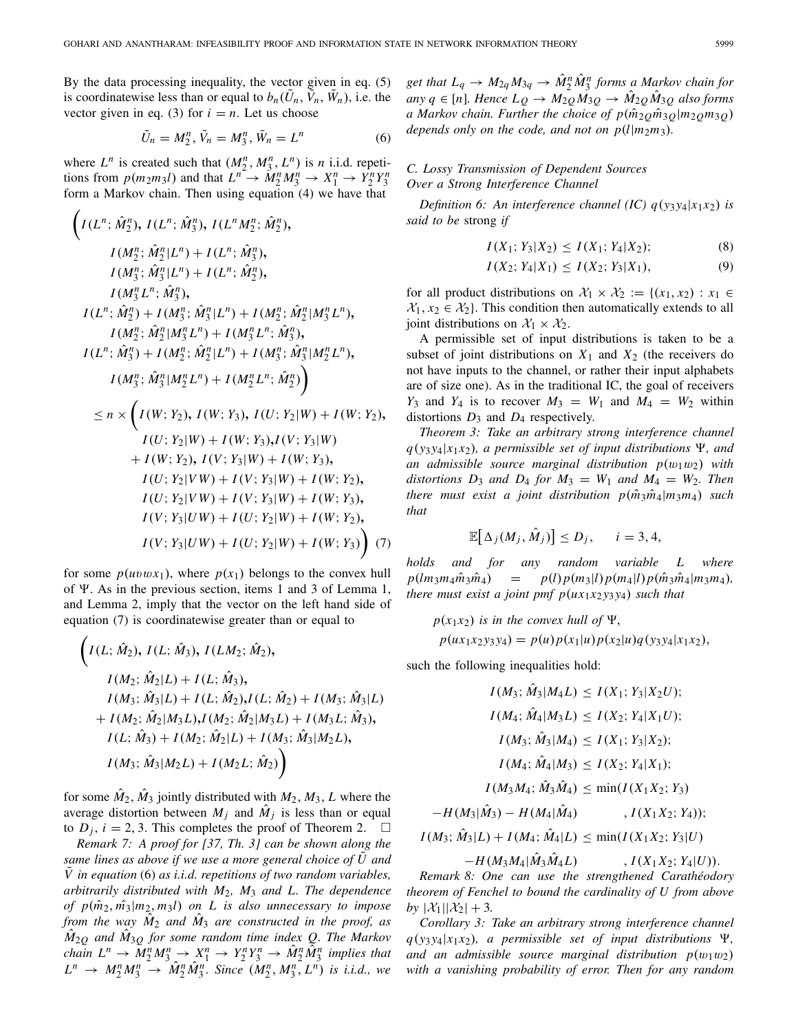By the data processing inequality, the vector given in eq. (5) is coordinatewise less than or equal to $b_n(\tilde{U}_n, \tilde{V}_n, \tilde{W}_n)$, i.e. the vector given in eq. (3) for $i = n$. Let us choose

$$\tilde{U}_n = M_2^n, \tilde{V}_n = M_3^n, \tilde{W}_n = L^n \tag{6}$$

where $L^n$ is created such that $(M_2^n, M_3^n, L^n)$ is $n$ i.i.d. repetitions from $p(m_2m_3l)$ and that $L^n \to M_2^nM_3^n \to X_1^n \to Y_2^nY_3^n$ form a Markov chain. Then using equation (4) we have that

$$\begin{aligned}
\Big( & I(L^n; \hat{M}_2^n),\ I(L^n; \hat{M}_3^n),\ I(L^nM_2^n; \hat{M}_2^n), \\
& I(M_2^n; \hat{M}_2^n|L^n) + I(L^n; \hat{M}_3^n), \\
& I(M_3^n; \hat{M}_3^n|L^n) + I(L^n; \hat{M}_2^n), \\
& I(M_3^nL^n; \hat{M}_3^n), \\
& I(L^n; \hat{M}_2^n) + I(M_3^n; \hat{M}_3^n|L^n) + I(M_2^n; \hat{M}_2^n|M_3^nL^n), \\
& I(M_2^n; \hat{M}_2^n|M_3^nL^n) + I(M_3^nL^n; \hat{M}_3^n), \\
& I(L^n; \hat{M}_3^n) + I(M_2^n; \hat{M}_2^n|L^n) + I(M_3^n; \hat{M}_3^n|M_2^nL^n), \\
& I(M_3^n; \hat{M}_3^n|M_2^nL^n) + I(M_2^nL^n; \hat{M}_2^n)\Big) \\
\le n \times \Big( & I(W; Y_2),\ I(W; Y_3),\ I(U; Y_2|W) + I(W; Y_2), \\
& I(U; Y_2|W) + I(W; Y_3), I(V; Y_3|W) \\
& + I(W; Y_2),\ I(V; Y_3|W) + I(W; Y_3), \\
& I(U; Y_2|VW) + I(V; Y_3|W) + I(W; Y_2), \\
& I(U; Y_2|VW) + I(V; Y_3|W) + I(W; Y_3), \\
& I(V; Y_3|UW) + I(U; Y_2|W) + I(W; Y_2), \\
& I(V; Y_3|UW) + I(U; Y_2|W) + I(W; Y_3)\Big)
\end{aligned} \tag{7}$$

for some $p(uvwx_1)$, where $p(x_1)$ belongs to the convex hull of $\Psi$. As in the previous section, items 1 and 3 of Lemma 1, and Lemma 2, imply that the vector on the left hand side of equation (7) is coordinatewise greater than or equal to

$$\begin{aligned}
\Big( & I(L; \hat{M}_2),\ I(L; \hat{M}_3),\ I(LM_2; \hat{M}_2), \\
& I(M_2; \hat{M}_2|L) + I(L; \hat{M}_3), \\
& I(M_3; \hat{M}_3|L) + I(L; \hat{M}_2), I(L; \hat{M}_2) + I(M_3; \hat{M}_3|L) \\
& + I(M_2; \hat{M}_2|M_3L), I(M_2; \hat{M}_2|M_3L) + I(M_3L; \hat{M}_3), \\
& I(L; \hat{M}_3) + I(M_2; \hat{M}_2|L) + I(M_3; \hat{M}_3|M_2L), \\
& I(M_3; \hat{M}_3|M_2L) + I(M_2L; \hat{M}_2)\Big)
\end{aligned}$$

for some $\hat{M}_2, \hat{M}_3$ jointly distributed with $M_2, M_3, L$ where the average distortion between $M_j$ and $\hat{M}_j$ is less than or equal to $D_j$, $i = 2, 3$. This completes the proof of Theorem 2. □

*Remark 7: A proof for [37, Th. 3] can be shown along the same lines as above if we use a more general choice of $\tilde{U}$ and $\tilde{V}$ in equation (6) as i.i.d. repetitions of two random variables, arbitrarily distributed with $M_2$, $M_3$ and $L$. The dependence of $p(\hat{m}_2, \hat{m}_3|m_2, m_3l)$ on $L$ is also unnecessary to impose from the way $\hat{M}_2$ and $\hat{M}_3$ are constructed in the proof, as $\hat{M}_{2Q}$ and $\hat{M}_{3Q}$ for some random time index $Q$. The Markov chain $L^n \to M_2^nM_3^n \to X_1^n \to Y_2^nY_3^n \to \hat{M}_2^n\hat{M}_3^n$ implies that $L^n \to M_2^nM_3^n \to \hat{M}_2^n\hat{M}_3^n$. Since $(M_2^n, M_3^n, L^n)$ is i.i.d., we get that $L_q \to M_{2q}M_{3q} \to \hat{M}_2^n\hat{M}_3^n$ forms a Markov chain for any $q \in [n]$. Hence $L_Q \to M_{2Q}M_{3Q} \to \hat{M}_{2Q}\hat{M}_{3Q}$ also forms a Markov chain. Further the choice of $p(\hat{m}_{2Q}\hat{m}_{3Q}|m_{2Q}m_{3Q})$ depends only on the code, and not on $p(l|m_2m_3)$.*

### C. Lossy Transmission of Dependent Sources Over a Strong Interference Channel

*Definition 6: An interference channel (IC) $q(y_3y_4|x_1x_2)$ is said to be* strong *if*

$$I(X_1; Y_3|X_2) \le I(X_1; Y_4|X_2); \tag{8}$$

$$I(X_2; Y_4|X_1) \le I(X_2; Y_3|X_1), \tag{9}$$

for all product distributions on $\mathcal{X}_1 \times \mathcal{X}_2 := \{(x_1, x_2) : x_1 \in \mathcal{X}_1, x_2 \in \mathcal{X}_2\}$. This condition then automatically extends to all joint distributions on $\mathcal{X}_1 \times \mathcal{X}_2$.

A permissible set of input distributions is taken to be a subset of joint distributions on $X_1$ and $X_2$ (the receivers do not have inputs to the channel, or rather their input alphabets are of size one). As in the traditional IC, the goal of receivers $Y_3$ and $Y_4$ is to recover $M_3 = W_1$ and $M_4 = W_2$ within distortions $D_3$ and $D_4$ respectively.

*Theorem 3: Take an arbitrary strong interference channel $q(y_3y_4|x_1x_2)$, a permissible set of input distributions $\Psi$, and an admissible source marginal distribution $p(w_1w_2)$ with distortions $D_3$ and $D_4$ for $M_3 = W_1$ and $M_4 = W_2$. Then there must exist a joint distribution $p(\hat{m}_3\hat{m}_4|m_3m_4)$ such that*

$$\mathbb{E}\big[\Delta_j(M_j, \hat{M}_j)\big] \le D_j, \qquad i = 3, 4,$$

*holds and for any random variable $L$ where $p(lm_3m_4\hat{m}_3\hat{m}_4) = p(l)p(m_3|l)p(m_4|l)p(\hat{m}_3\hat{m}_4|m_3m_4)$, there must exist a joint pmf $p(ux_1x_2y_3y_4)$ such that*

$p(x_1x_2)$ *is in the convex hull of* $\Psi$,

$$p(ux_1x_2y_3y_4) = p(u)p(x_1|u)p(x_2|u)q(y_3y_4|x_1x_2),$$

*such the following inequalities hold:*

$$\begin{aligned}
I(M_3; \hat{M}_3|M_4L) &\le I(X_1; Y_3|X_2U); \\
I(M_4; \hat{M}_4|M_3L) &\le I(X_2; Y_4|X_1U); \\
I(M_3; \hat{M}_3|M_4) &\le I(X_1; Y_3|X_2); \\
I(M_4; \hat{M}_4|M_3) &\le I(X_2; Y_4|X_1); \\
I(M_3M_4; \hat{M}_3\hat{M}_4) &\le \min(I(X_1X_2; Y_3) \\
-H(M_3|\hat{M}_3) - H(M_4|\hat{M}_4) &\qquad\qquad , I(X_1X_2; Y_4)); \\
I(M_3; \hat{M}_3|L) + I(M_4; \hat{M}_4|L) &\le \min(I(X_1X_2; Y_3|U) \\
-H(M_3M_4|\hat{M}_3\hat{M}_4L) &\qquad\qquad , I(X_1X_2; Y_4|U)).
\end{aligned}$$

*Remark 8: One can use the strengthened Carathéodory theorem of Fenchel to bound the cardinality of $U$ from above by $|\mathcal{X}_1||\mathcal{X}_2| + 3$.*

*Corollary 3: Take an arbitrary strong interference channel $q(y_3y_4|x_1x_2)$, a permissible set of input distributions $\Psi$, and an admissible source marginal distribution $p(w_1w_2)$ with a vanishing probability of error. Then for any random*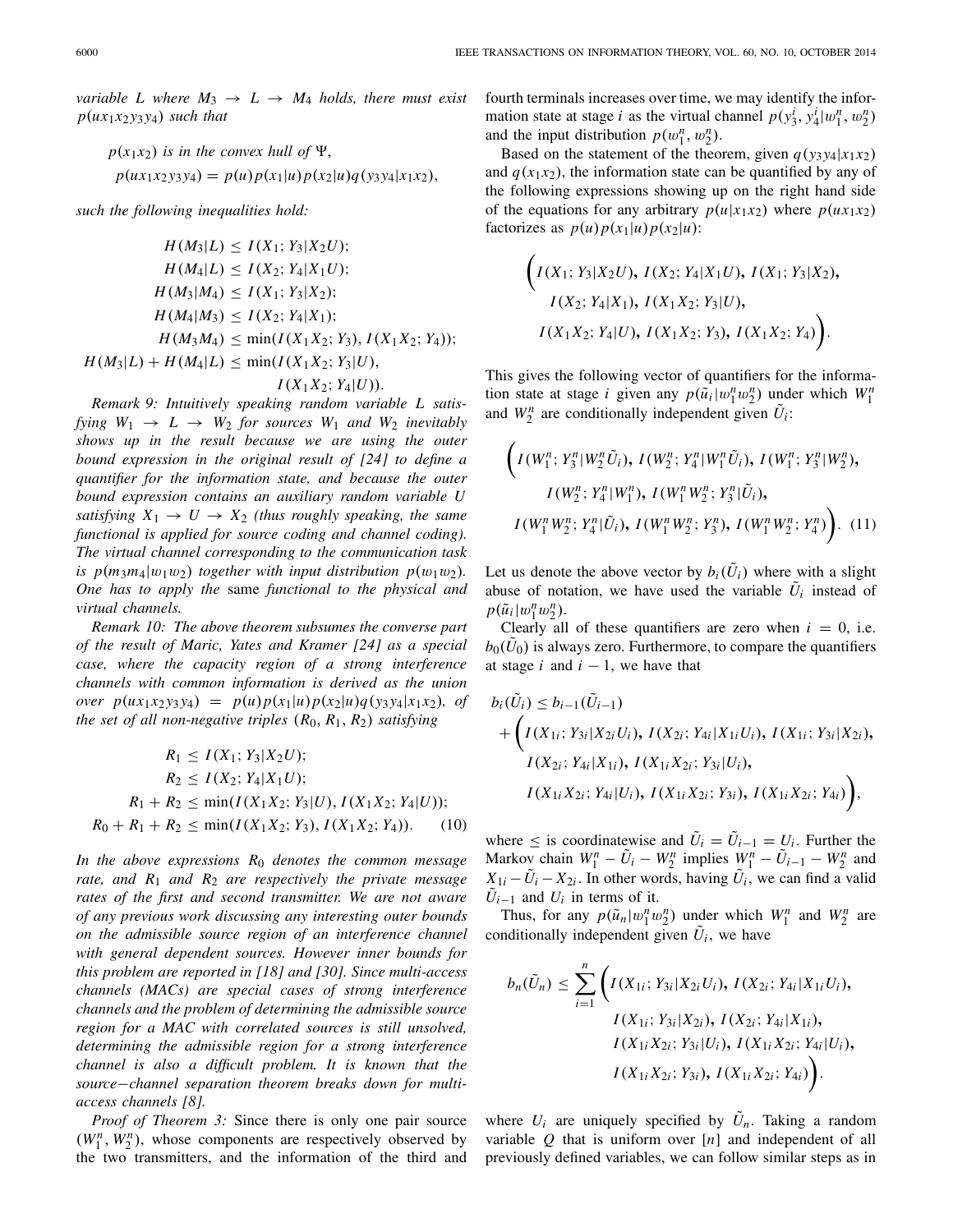*variable $L$ where $M_3 \to L \to M_4$ holds, there must exist $p(ux_1x_2y_3y_4)$ such that*

$$p(x_1x_2) \text{ is in the convex hull of } \Psi,$$
$$p(ux_1x_2y_3y_4) = p(u)p(x_1|u)p(x_2|u)q(y_3y_4|x_1x_2),$$

*such the following inequalities hold:*

$$\begin{aligned}
H(M_3|L) &\le I(X_1; Y_3|X_2U);\\
H(M_4|L) &\le I(X_2; Y_4|X_1U);\\
H(M_3|M_4) &\le I(X_1; Y_3|X_2);\\
H(M_4|M_3) &\le I(X_2; Y_4|X_1);\\
H(M_3M_4) &\le \min(I(X_1X_2; Y_3), I(X_1X_2; Y_4));\\
H(M_3|L) + H(M_4|L) &\le \min(I(X_1X_2; Y_3|U),\\
&\qquad I(X_1X_2; Y_4|U)).
\end{aligned}$$

*Remark 9: Intuitively speaking random variable $L$ satisfying $W_1 \to L \to W_2$ for sources $W_1$ and $W_2$ inevitably shows up in the result because we are using the outer bound expression in the original result of [24] to define a quantifier for the information state, and because the outer bound expression contains an auxiliary random variable $U$ satisfying $X_1 \to U \to X_2$ (thus roughly speaking, the same functional is applied for source coding and channel coding). The virtual channel corresponding to the communication task is $p(m_3m_4|w_1w_2)$ together with input distribution $p(w_1w_2)$. One has to apply the* same *functional to the physical and virtual channels.*

*Remark 10: The above theorem subsumes the converse part of the result of Maric, Yates and Kramer [24] as a special case, where the capacity region of a strong interference channels with common information is derived as the union over $p(ux_1x_2y_3y_4) = p(u)p(x_1|u)p(x_2|u)q(y_3y_4|x_1x_2)$, of the set of all non-negative triples $(R_0, R_1, R_2)$ satisfying*

$$\begin{aligned}
R_1 &\le I(X_1; Y_3|X_2U);\\
R_2 &\le I(X_2; Y_4|X_1U);\\
R_1 + R_2 &\le \min(I(X_1X_2; Y_3|U), I(X_1X_2; Y_4|U));\\
R_0 + R_1 + R_2 &\le \min(I(X_1X_2; Y_3), I(X_1X_2; Y_4)). \qquad (10)
\end{aligned}$$

*In the above expressions $R_0$ denotes the common message rate, and $R_1$ and $R_2$ are respectively the private message rates of the first and second transmitter. We are not aware of any previous work discussing any interesting outer bounds on the admissible source region of an interference channel with general dependent sources. However inner bounds for this problem are reported in [18] and [30]. Since multi-access channels (MACs) are special cases of strong interference channels and the problem of determining the admissible source region for a MAC with correlated sources is still unsolved, determining the admissible region for a strong interference channel is also a difficult problem. It is known that the source−channel separation theorem breaks down for multi-access channels [8].*

*Proof of Theorem 3:* Since there is only one pair source $(W_1^n, W_2^n)$, whose components are respectively observed by the two transmitters, and the information of the third and fourth terminals increases over time, we may identify the information state at stage $i$ as the virtual channel $p(y_3^i, y_4^i|w_1^n, w_2^n)$ and the input distribution $p(w_1^n, w_2^n)$.

Based on the statement of the theorem, given $q(y_3y_4|x_1x_2)$ and $q(x_1x_2)$, the information state can be quantified by any of the following expressions showing up on the right hand side of the equations for any arbitrary $p(u|x_1x_2)$ where $p(ux_1x_2)$ factorizes as $p(u)p(x_1|u)p(x_2|u)$:

$$\Big(I(X_1; Y_3|X_2U),\ I(X_2; Y_4|X_1U),\ I(X_1; Y_3|X_2),\ I(X_2; Y_4|X_1),\ I(X_1X_2; Y_3|U),\ I(X_1X_2; Y_4|U),\ I(X_1X_2; Y_3),\ I(X_1X_2; Y_4)\Big).$$

This gives the following vector of quantifiers for the information state at stage $i$ given any $p(\tilde{u}_i|w_1^nw_2^n)$ under which $W_1^n$ and $W_2^n$ are conditionally independent given $\tilde{U}_i$:

$$\Big(I(W_1^n; Y_3^n|W_2^n\tilde{U}_i),\ I(W_2^n; Y_4^n|W_1^n\tilde{U}_i),\ I(W_1^n; Y_3^n|W_2^n),\ I(W_2^n; Y_4^n|W_1^n),\ I(W_1^nW_2^n; Y_3^n|\tilde{U}_i),\ I(W_1^nW_2^n; Y_4^n|\tilde{U}_i),\ I(W_1^nW_2^n; Y_3^n),\ I(W_1^nW_2^n; Y_4^n)\Big). \quad (11)$$

Let us denote the above vector by $b_i(\tilde{U}_i)$ where with a slight abuse of notation, we have used the variable $\tilde{U}_i$ instead of $p(\tilde{u}_i|w_1^nw_2^n)$.

Clearly all of these quantifiers are zero when $i = 0$, i.e. $b_0(\tilde{U}_0)$ is always zero. Furthermore, to compare the quantifiers at stage $i$ and $i-1$, we have that

$$\begin{aligned}
b_i(\tilde{U}_i) \le\ & b_{i-1}(\tilde{U}_{i-1})\\
&+ \Big(I(X_{1i}; Y_{3i}|X_{2i}U_i),\ I(X_{2i}; Y_{4i}|X_{1i}U_i),\ I(X_{1i}; Y_{3i}|X_{2i}),\\
&\quad I(X_{2i}; Y_{4i}|X_{1i}),\ I(X_{1i}X_{2i}; Y_{3i}|U_i),\\
&\quad I(X_{1i}X_{2i}; Y_{4i}|U_i),\ I(X_{1i}X_{2i}; Y_{3i}),\ I(X_{1i}X_{2i}; Y_{4i})\Big),
\end{aligned}$$

where $\le$ is coordinatewise and $\tilde{U}_i = \tilde{U}_{i-1} = U_i$. Further the Markov chain $W_1^n - \tilde{U}_i - W_2^n$ implies $W_1^n - \tilde{U}_{i-1} - W_2^n$ and $X_{1i} - \tilde{U}_i - X_{2i}$. In other words, having $\tilde{U}_i$, we can find a valid $\tilde{U}_{i-1}$ and $U_i$ in terms of it.

Thus, for any $p(\tilde{u}_n|w_1^nw_2^n)$ under which $W_1^n$ and $W_2^n$ are conditionally independent given $\tilde{U}_i$, we have

$$\begin{aligned}
b_n(\tilde{U}_n) \le \sum_{i=1}^{n} \Big(& I(X_{1i}; Y_{3i}|X_{2i}U_i),\ I(X_{2i}; Y_{4i}|X_{1i}U_i),\\
& I(X_{1i}; Y_{3i}|X_{2i}),\ I(X_{2i}; Y_{4i}|X_{1i}),\\
& I(X_{1i}X_{2i}; Y_{3i}|U_i),\ I(X_{1i}X_{2i}; Y_{4i}|U_i),\\
& I(X_{1i}X_{2i}; Y_{3i}),\ I(X_{1i}X_{2i}; Y_{4i})\Big).
\end{aligned}$$

where $U_i$ are uniquely specified by $\tilde{U}_n$. Taking a random variable $Q$ that is uniform over $[n]$ and independent of all previously defined variables, we can follow similar steps as in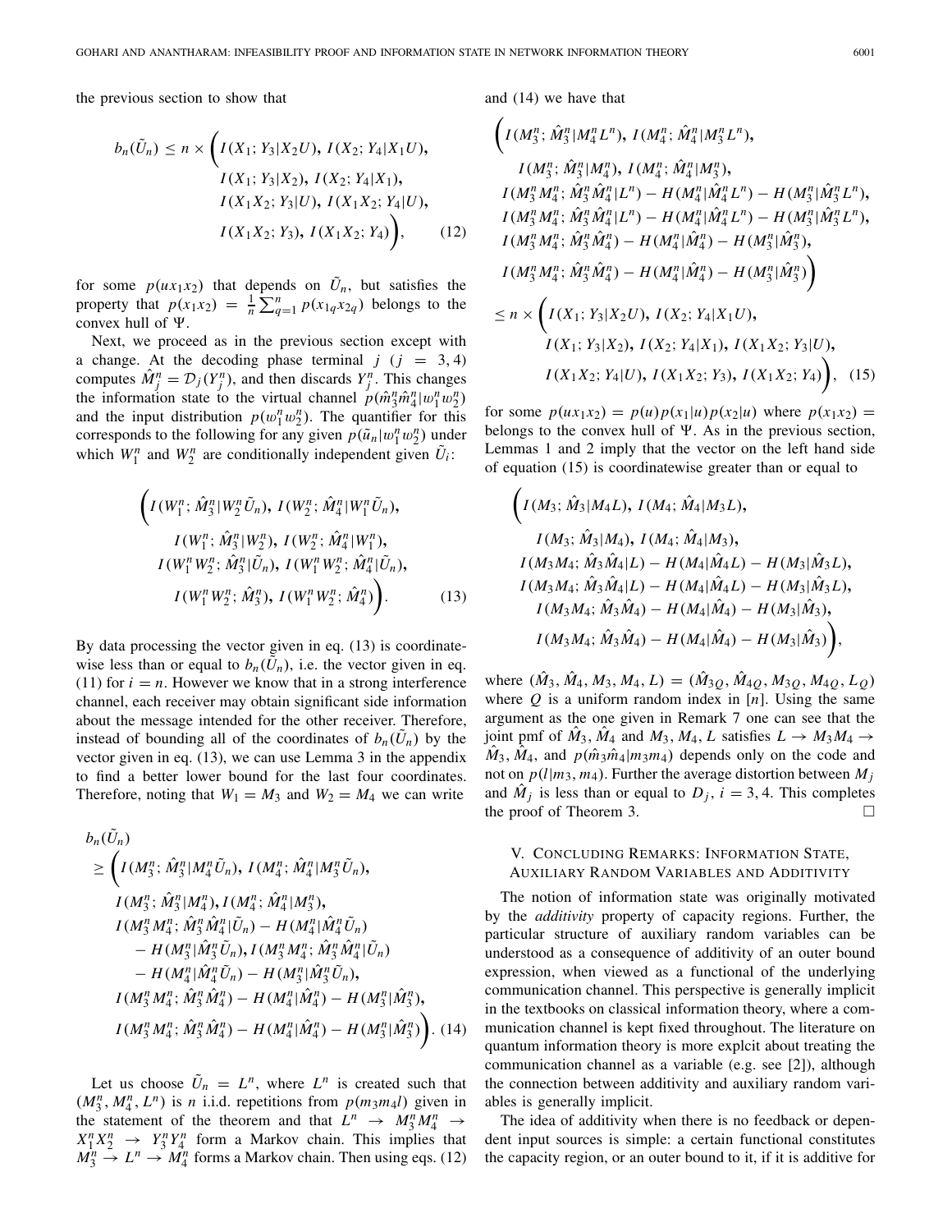the previous section to show that

$$b_n(\tilde{U}_n) \leq n \times \bigg( I(X_1; Y_3|X_2U),\, I(X_2; Y_4|X_1U), \\ I(X_1; Y_3|X_2),\, I(X_2; Y_4|X_1), \\ I(X_1X_2; Y_3|U),\, I(X_1X_2; Y_4|U), \\ I(X_1X_2; Y_3),\, I(X_1X_2; Y_4)\bigg), \qquad (12)$$

for some $p(ux_1x_2)$ that depends on $\tilde{U}_n$, but satisfies the property that $p(x_1x_2) = \frac{1}{n}\sum_{q=1}^{n} p(x_{1q}x_{2q})$ belongs to the convex hull of $\Psi$.

Next, we proceed as in the previous section except with a change. At the decoding phase terminal $j$ ($j = 3, 4$) computes $\hat{M}_j^n = \mathcal{D}_j(Y_j^n)$, and then discards $Y_j^n$. This changes the information state to the virtual channel $p(\hat{m}_3^n\hat{m}_4^n|w_1^nw_2^n)$ and the input distribution $p(w_1^nw_2^n)$. The quantifier for this corresponds to the following for any given $p(\tilde{u}_n|w_1^nw_2^n)$ under which $W_1^n$ and $W_2^n$ are conditionally independent given $\tilde{U}_i$:

$$\bigg( I(W_1^n; \hat{M}_3^n|W_2^n\tilde{U}_n),\, I(W_2^n; \hat{M}_4^n|W_1^n\tilde{U}_n), \\ I(W_1^n; \hat{M}_3^n|W_2^n),\, I(W_2^n; \hat{M}_4^n|W_1^n), \\ I(W_1^nW_2^n; \hat{M}_3^n|\tilde{U}_n),\, I(W_1^nW_2^n; \hat{M}_4^n|\tilde{U}_n), \\ I(W_1^nW_2^n; \hat{M}_3^n),\, I(W_1^nW_2^n; \hat{M}_4^n)\bigg). \qquad (13)$$

By data processing the vector given in eq. (13) is coordinatewise less than or equal to $b_n(\tilde{U}_n)$, i.e. the vector given in eq. (11) for $i = n$. However we know that in a strong interference channel, each receiver may obtain significant side information about the message intended for the other receiver. Therefore, instead of bounding all of the coordinates of $b_n(\tilde{U}_n)$ by the vector given in eq. (13), we can use Lemma 3 in the appendix to find a better lower bound for the last four coordinates. Therefore, noting that $W_1 = M_3$ and $W_2 = M_4$ we can write

$$b_n(\tilde{U}_n) \\ \geq \bigg( I(M_3^n; \hat{M}_3^n|M_4^n\tilde{U}_n),\, I(M_4^n; \hat{M}_4^n|M_3^n\tilde{U}_n), \\ I(M_3^n; \hat{M}_3^n|M_4^n),\, I(M_4^n; \hat{M}_4^n|M_3^n), \\ I(M_3^nM_4^n; \hat{M}_3^n\hat{M}_4^n|\tilde{U}_n) - H(M_4^n|\hat{M}_4^n\tilde{U}_n) \\ - H(M_3^n|\hat{M}_3^n\tilde{U}_n),\, I(M_3^nM_4^n; \hat{M}_3^n\hat{M}_4^n|\tilde{U}_n) \\ - H(M_4^n|\hat{M}_4^n\tilde{U}_n) - H(M_3^n|\hat{M}_3^n\tilde{U}_n), \\ I(M_3^nM_4^n; \hat{M}_3^n\hat{M}_4^n) - H(M_4^n|\hat{M}_4^n) - H(M_3^n|\hat{M}_3^n), \\ I(M_3^nM_4^n; \hat{M}_3^n\hat{M}_4^n) - H(M_4^n|\hat{M}_4^n) - H(M_3^n|\hat{M}_3^n)\bigg). \quad (14)$$

Let us choose $\tilde{U}_n = L^n$, where $L^n$ is created such that $(M_3^n, M_4^n, L^n)$ is $n$ i.i.d. repetitions from $p(m_3m_4l)$ given in the statement of the theorem and that $L^n \to M_3^nM_4^n \to X_1^nX_2^n \to Y_3^nY_4^n$ form a Markov chain. This implies that $M_3^n \to L^n \to M_4^n$ forms a Markov chain. Then using eqs. (12) and (14) we have that

$$\bigg( I(M_3^n; \hat{M}_3^n|M_4^nL^n),\, I(M_4^n; \hat{M}_4^n|M_3^nL^n), \\ I(M_3^n; \hat{M}_3^n|M_4^n),\, I(M_4^n; \hat{M}_4^n|M_3^n), \\ I(M_3^nM_4^n; \hat{M}_3^n\hat{M}_4^n|L^n) - H(M_4^n|\hat{M}_4^nL^n) - H(M_3^n|\hat{M}_3^nL^n), \\ I(M_3^nM_4^n; \hat{M}_3^n\hat{M}_4^n|L^n) - H(M_4^n|\hat{M}_4^nL^n) - H(M_3^n|\hat{M}_3^nL^n), \\ I(M_3^nM_4^n; \hat{M}_3^n\hat{M}_4^n) - H(M_4^n|\hat{M}_4^n) - H(M_3^n|\hat{M}_3^n), \\ I(M_3^nM_4^n; \hat{M}_3^n\hat{M}_4^n) - H(M_4^n|\hat{M}_4^n) - H(M_3^n|\hat{M}_3^n)\bigg) \\ \leq n \times \bigg( I(X_1; Y_3|X_2U),\, I(X_2; Y_4|X_1U), \\ I(X_1; Y_3|X_2),\, I(X_2; Y_4|X_1),\, I(X_1X_2; Y_3|U), \\ I(X_1X_2; Y_4|U),\, I(X_1X_2; Y_3),\, I(X_1X_2; Y_4)\bigg), \quad (15)$$

for some $p(ux_1x_2) = p(u)p(x_1|u)p(x_2|u)$ where $p(x_1x_2) =$ belongs to the convex hull of $\Psi$. As in the previous section, Lemmas 1 and 2 imply that the vector on the left hand side of equation (15) is coordinatewise greater than or equal to

$$\bigg( I(M_3; \hat{M}_3|M_4L),\, I(M_4; \hat{M}_4|M_3L), \\ I(M_3; \hat{M}_3|M_4),\, I(M_4; \hat{M}_4|M_3), \\ I(M_3M_4; \hat{M}_3\hat{M}_4|L) - H(M_4|\hat{M}_4L) - H(M_3|\hat{M}_3L), \\ I(M_3M_4; \hat{M}_3\hat{M}_4|L) - H(M_4|\hat{M}_4L) - H(M_3|\hat{M}_3L), \\ I(M_3M_4; \hat{M}_3\hat{M}_4) - H(M_4|\hat{M}_4) - H(M_3|\hat{M}_3), \\ I(M_3M_4; \hat{M}_3\hat{M}_4) - H(M_4|\hat{M}_4) - H(M_3|\hat{M}_3)\bigg),$$

where $(\hat{M}_3, \hat{M}_4, M_3, M_4, L) = (\hat{M}_{3Q}, \hat{M}_{4Q}, M_{3Q}, M_{4Q}, L_Q)$ where $Q$ is a uniform random index in $[n]$. Using the same argument as the one given in Remark 7 one can see that the joint pmf of $\hat{M}_3$, $\hat{M}_4$ and $M_3, M_4, L$ satisfies $L \to M_3M_4 \to \hat{M}_3, \hat{M}_4$, and $p(\hat{m}_3\hat{m}_4|m_3m_4)$ depends only on the code and not on $p(l|m_3, m_4)$. Further the average distortion between $M_j$ and $\hat{M}_j$ is less than or equal to $D_j$, $i = 3, 4$. This completes the proof of Theorem 3. □

## V. Concluding Remarks: Information State, Auxiliary Random Variables and Additivity

The notion of information state was originally motivated by the *additivity* property of capacity regions. Further, the particular structure of auxiliary random variables can be understood as a consequence of additivity of an outer bound expression, when viewed as a functional of the underlying communication channel. This perspective is generally implicit in the textbooks on classical information theory, where a communication channel is kept fixed throughout. The literature on quantum information theory is more explcit about treating the communication channel as a variable (e.g. see [2]), although the connection between additivity and auxiliary random variables is generally implicit.

The idea of additivity when there is no feedback or dependent input sources is simple: a certain functional constitutes the capacity region, or an outer bound to it, if it is additive for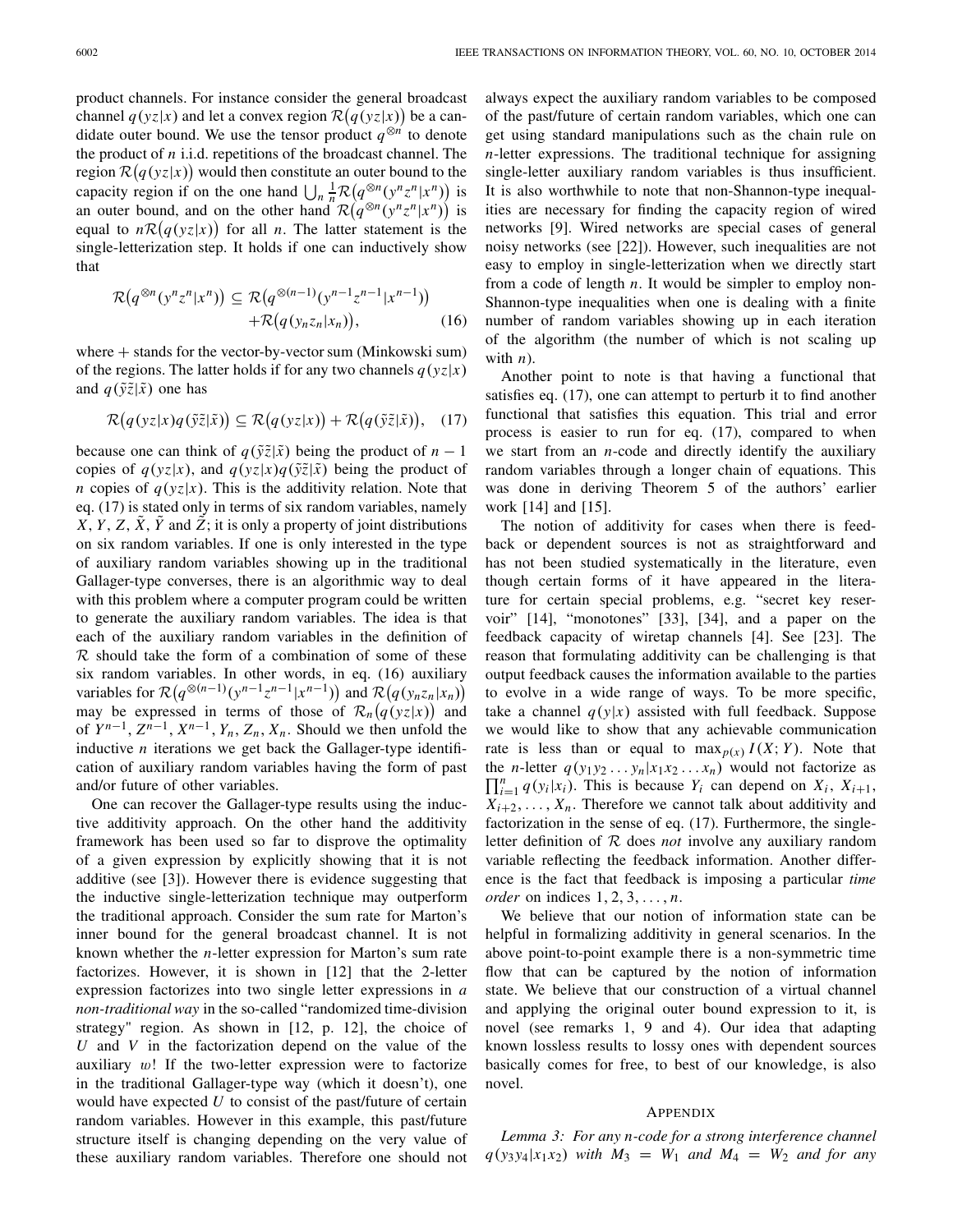product channels. For instance consider the general broadcast channel $q(yz|x)$ and let a convex region $\mathcal{R}\big(q(yz|x)\big)$ be a candidate outer bound. We use the tensor product $q^{\otimes n}$ to denote the product of $n$ i.i.d. repetitions of the broadcast channel. The region $\mathcal{R}\big(q(yz|x)\big)$ would then constitute an outer bound to the capacity region if on the one hand $\bigcup_n \frac{1}{n}\mathcal{R}\big(q^{\otimes n}(y^n z^n|x^n)\big)$ is an outer bound, and on the other hand $\mathcal{R}\big(q^{\otimes n}(y^n z^n|x^n)\big)$ is equal to $n\mathcal{R}\big(q(yz|x)\big)$ for all $n$. The latter statement is the single-letterization step. It holds if one can inductively show that

$$\mathcal{R}\big(q^{\otimes n}(y^n z^n|x^n)\big) \subseteq \mathcal{R}\big(q^{\otimes(n-1)}(y^{n-1}z^{n-1}|x^{n-1})\big) + \mathcal{R}\big(q(y_n z_n|x_n)\big), \tag{16}$$

where $+$ stands for the vector-by-vector sum (Minkowski sum) of the regions. The latter holds if for any two channels $q(yz|x)$ and $q(\tilde{y}\tilde{z}|\tilde{x})$ one has

$$\mathcal{R}\big(q(yz|x)q(\tilde{y}\tilde{z}|\tilde{x})\big) \subseteq \mathcal{R}\big(q(yz|x)\big) + \mathcal{R}\big(q(\tilde{y}\tilde{z}|\tilde{x})\big), \tag{17}$$

because one can think of $q(\tilde{y}\tilde{z}|\tilde{x})$ being the product of $n-1$ copies of $q(yz|x)$, and $q(yz|x)q(\tilde{y}\tilde{z}|\tilde{x})$ being the product of $n$ copies of $q(yz|x)$. This is the additivity relation. Note that eq. (17) is stated only in terms of six random variables, namely $X$, $Y$, $Z$, $\tilde{X}$, $\tilde{Y}$ and $\tilde{Z}$; it is only a property of joint distributions on six random variables. If one is only interested in the type of auxiliary random variables showing up in the traditional Gallager-type converses, there is an algorithmic way to deal with this problem where a computer program could be written to generate the auxiliary random variables. The idea is that each of the auxiliary random variables in the definition of $\mathcal{R}$ should take the form of a combination of some of these six random variables. In other words, in eq. (16) auxiliary variables for $\mathcal{R}\big(q^{\otimes(n-1)}(y^{n-1}z^{n-1}|x^{n-1})\big)$ and $\mathcal{R}\big(q(y_n z_n|x_n)\big)$ may be expressed in terms of those of $\mathcal{R}_n\big(q(yz|x)\big)$ and of $Y^{n-1}$, $Z^{n-1}$, $X^{n-1}$, $Y_n$, $Z_n$, $X_n$. Should we then unfold the inductive $n$ iterations we get back the Gallager-type identification of auxiliary random variables having the form of past and/or future of other variables.

One can recover the Gallager-type results using the inductive additivity approach. On the other hand the additivity framework has been used so far to disprove the optimality of a given expression by explicitly showing that it is not additive (see [3]). However there is evidence suggesting that the inductive single-letterization technique may outperform the traditional approach. Consider the sum rate for Marton's inner bound for the general broadcast channel. It is not known whether the $n$-letter expression for Marton's sum rate factorizes. However, it is shown in [12] that the 2-letter expression factorizes into two single letter expressions in *a non-traditional way* in the so-called "randomized time-division strategy" region. As shown in [12, p. 12], the choice of $U$ and $V$ in the factorization depend on the value of the auxiliary $w$! If the two-letter expression were to factorize in the traditional Gallager-type way (which it doesn't), one would have expected $U$ to consist of the past/future of certain random variables. However in this example, this past/future structure itself is changing depending on the very value of these auxiliary random variables. Therefore one should not always expect the auxiliary random variables to be composed of the past/future of certain random variables, which one can get using standard manipulations such as the chain rule on $n$-letter expressions. The traditional technique for assigning single-letter auxiliary random variables is thus insufficient. It is also worthwhile to note that non-Shannon-type inequalities are necessary for finding the capacity region of wired networks [9]. Wired networks are special cases of general noisy networks (see [22]). However, such inequalities are not easy to employ in single-letterization when we directly start from a code of length $n$. It would be simpler to employ non-Shannon-type inequalities when one is dealing with a finite number of random variables showing up in each iteration of the algorithm (the number of which is not scaling up with $n$).

Another point to note is that having a functional that satisfies eq. (17), one can attempt to perturb it to find another functional that satisfies this equation. This trial and error process is easier to run for eq. (17), compared to when we start from an $n$-code and directly identify the auxiliary random variables through a longer chain of equations. This was done in deriving Theorem 5 of the authors' earlier work [14] and [15].

The notion of additivity for cases when there is feedback or dependent sources is not as straightforward and has not been studied systematically in the literature, even though certain forms of it have appeared in the literature for certain special problems, e.g. "secret key reservoir" [14], "monotones" [33], [34], and a paper on the feedback capacity of wiretap channels [4]. See [23]. The reason that formulating additivity can be challenging is that output feedback causes the information available to the parties to evolve in a wide range of ways. To be more specific, take a channel $q(y|x)$ assisted with full feedback. Suppose we would like to show that any achievable communication rate is less than or equal to $\max_{p(x)} I(X;Y)$. Note that the $n$-letter $q(y_1y_2\ldots y_n|x_1x_2\ldots x_n)$ would not factorize as $\prod_{i=1}^n q(y_i|x_i)$. This is because $Y_i$ can depend on $X_i$, $X_{i+1}$, $X_{i+2}, \ldots, X_n$. Therefore we cannot talk about additivity and factorization in the sense of eq. (17). Furthermore, the single-letter definition of $\mathcal{R}$ does *not* involve any auxiliary random variable reflecting the feedback information. Another difference is the fact that feedback is imposing a particular *time order* on indices $1, 2, 3, \ldots, n$.

We believe that our notion of information state can be helpful in formalizing additivity in general scenarios. In the above point-to-point example there is a non-symmetric time flow that can be captured by the notion of information state. We believe that our construction of a virtual channel and applying the original outer bound expression to it, is novel (see remarks 1, 9 and 4). Our idea that adapting known lossless results to lossy ones with dependent sources basically comes for free, to best of our knowledge, is also novel.

## Appendix

*Lemma 3: For any $n$-code for a strong interference channel $q(y_3y_4|x_1x_2)$ with $M_3 = W_1$ and $M_4 = W_2$ and for any*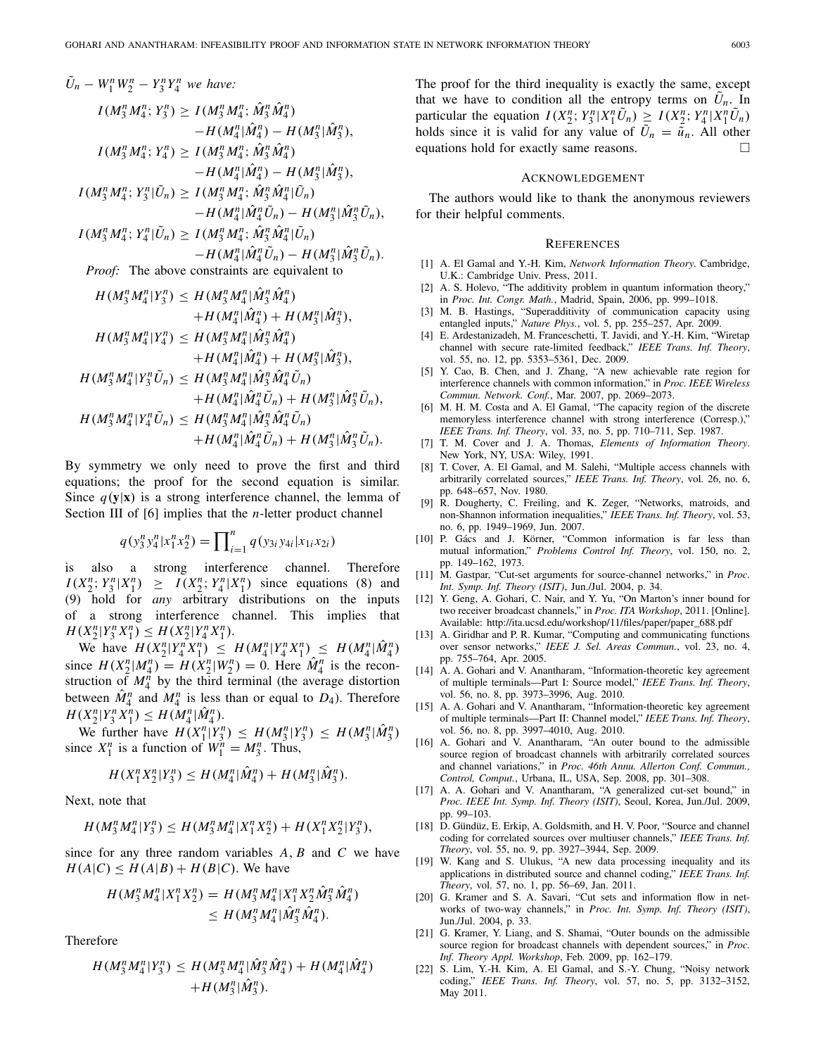$\tilde{U}_n - W_1^n W_2^n - Y_3^n Y_4^n$ *we have:*

$$I(M_3^n M_4^n; Y_3^n) \geq I(M_3^n M_4^n; \hat{M}_3^n \hat{M}_4^n) - H(M_4^n|\hat{M}_4^n) - H(M_3^n|\hat{M}_3^n),$$

$$I(M_3^n M_4^n; Y_4^n) \geq I(M_3^n M_4^n; \hat{M}_3^n \hat{M}_4^n) - H(M_4^n|\hat{M}_4^n) - H(M_3^n|\hat{M}_3^n),$$

$$I(M_3^n M_4^n; Y_3^n|\tilde{U}_n) \geq I(M_3^n M_4^n; \hat{M}_3^n \hat{M}_4^n|\tilde{U}_n) - H(M_4^n|\hat{M}_4^n \tilde{U}_n) - H(M_3^n|\hat{M}_3^n \tilde{U}_n),$$

$$I(M_3^n M_4^n; Y_4^n|\tilde{U}_n) \geq I(M_3^n M_4^n; \hat{M}_3^n \hat{M}_4^n|\tilde{U}_n) - H(M_4^n|\hat{M}_4^n \tilde{U}_n) - H(M_3^n|\hat{M}_3^n \tilde{U}_n).$$

*Proof:* The above constraints are equivalent to

$$H(M_3^n M_4^n|Y_3^n) \leq H(M_3^n M_4^n|\hat{M}_3^n \hat{M}_4^n) + H(M_4^n|\hat{M}_4^n) + H(M_3^n|\hat{M}_3^n),$$

$$H(M_3^n M_4^n|Y_4^n) \leq H(M_3^n M_4^n|\hat{M}_3^n \hat{M}_4^n) + H(M_4^n|\hat{M}_4^n) + H(M_3^n|\hat{M}_3^n),$$

$$H(M_3^n M_4^n|Y_3^n \tilde{U}_n) \leq H(M_3^n M_4^n|\hat{M}_3^n \hat{M}_4^n \tilde{U}_n) + H(M_4^n|\hat{M}_4^n \tilde{U}_n) + H(M_3^n|\hat{M}_3^n \tilde{U}_n),$$

$$H(M_3^n M_4^n|Y_4^n \tilde{U}_n) \leq H(M_3^n M_4^n|\hat{M}_3^n \hat{M}_4^n \tilde{U}_n) + H(M_4^n|\hat{M}_4^n \tilde{U}_n) + H(M_3^n|\hat{M}_3^n \tilde{U}_n).$$

By symmetry we only need to prove the first and third equations; the proof for the second equation is similar. Since $q(\mathbf{y}|\mathbf{x})$ is a strong interference channel, the lemma of Section III of [6] implies that the $n$-letter product channel

$$q(y_3^n y_4^n|x_1^n x_2^n) = \prod_{i=1}^n q(y_{3i} y_{4i}|x_{1i} x_{2i})$$

is also a strong interference channel. Therefore $I(X_2^n; Y_3^n|X_1^n) \geq I(X_2^n; Y_4^n|X_1^n)$ since equations (8) and (9) hold for *any* arbitrary distributions on the inputs of a strong interference channel. This implies that $H(X_2^n|Y_3^n X_1^n) \leq H(X_2^n|Y_4^n X_1^n)$.

We have $H(X_2^n|Y_4^n X_1^n) \leq H(M_4^n|Y_4^n X_1^n) \leq H(M_4^n|\hat{M}_4^n)$ since $H(X_2^n|M_4^n) = H(X_2^n|W_2^n) = 0$. Here $\hat{M}_4^n$ is the reconstruction of $M_4^n$ by the third terminal (the average distortion between $\hat{M}_4^n$ and $M_4^n$ is less than or equal to $D_4$). Therefore $H(X_2^n|Y_3^n X_1^n) \leq H(M_4^n|\hat{M}_4^n)$.

We further have $H(X_1^n|Y_3^n) \leq H(M_3^n|Y_3^n) \leq H(M_3^n|\hat{M}_3^n)$ since $X_1^n$ is a function of $W_1^n = M_3^n$. Thus,

$$H(X_1^n X_2^n|Y_3^n) \leq H(M_4^n|\hat{M}_4^n) + H(M_3^n|\hat{M}_3^n).$$

Next, note that

$$H(M_3^n M_4^n|Y_3^n) \leq H(M_3^n M_4^n|X_1^n X_2^n) + H(X_1^n X_2^n|Y_3^n),$$

since for any three random variables $A$, $B$ and $C$ we have $H(A|C) \leq H(A|B) + H(B|C)$. We have

$$H(M_3^n M_4^n|X_1^n X_2^n) = H(M_3^n M_4^n|X_1^n X_2^n \hat{M}_3^n \hat{M}_4^n) \leq H(M_3^n M_4^n|\hat{M}_3^n \hat{M}_4^n).$$

Therefore

$$H(M_3^n M_4^n|Y_3^n) \leq H(M_3^n M_4^n|\hat{M}_3^n \hat{M}_4^n) + H(M_4^n|\hat{M}_4^n) + H(M_3^n|\hat{M}_3^n).$$

The proof for the third inequality is exactly the same, except that we have to condition all the entropy terms on $\tilde{U}_n$. In particular the equation $I(X_2^n; Y_3^n|X_1^n \tilde{U}_n) \geq I(X_2^n; Y_4^n|X_1^n \tilde{U}_n)$ holds since it is valid for any value of $\tilde{U}_n = \tilde{u}_n$. All other equations hold for exactly same reasons. □

## Acknowledgement

The authors would like to thank the anonymous reviewers for their helpful comments.

## References

[1] A. El Gamal and Y.-H. Kim, *Network Information Theory*. Cambridge, U.K.: Cambridge Univ. Press, 2011.

[2] A. S. Holevo, "The additivity problem in quantum information theory," in *Proc. Int. Congr. Math.*, Madrid, Spain, 2006, pp. 999–1018.

[3] M. B. Hastings, "Superadditivity of communication capacity using entangled inputs," *Nature Phys.*, vol. 5, pp. 255–257, Apr. 2009.

[4] E. Ardestanizadeh, M. Franceschetti, T. Javidi, and Y.-H. Kim, "Wiretap channel with secure rate-limited feedback," *IEEE Trans. Inf. Theory*, vol. 55, no. 12, pp. 5353–5361, Dec. 2009.

[5] Y. Cao, B. Chen, and J. Zhang, "A new achievable rate region for interference channels with common information," in *Proc. IEEE Wireless Commun. Network. Conf.*, Mar. 2007, pp. 2069–2073.

[6] M. H. M. Costa and A. El Gamal, "The capacity region of the discrete memoryless interference channel with strong interference (Corresp.)," *IEEE Trans. Inf. Theory*, vol. 33, no. 5, pp. 710–711, Sep. 1987.

[7] T. M. Cover and J. A. Thomas, *Elements of Information Theory*. New York, NY, USA: Wiley, 1991.

[8] T. Cover, A. El Gamal, and M. Salehi, "Multiple access channels with arbitrarily correlated sources," *IEEE Trans. Inf. Theory*, vol. 26, no. 6, pp. 648–657, Nov. 1980.

[9] R. Dougherty, C. Freiling, and K. Zeger, "Networks, matroids, and non-Shannon information inequalities," *IEEE Trans. Inf. Theory*, vol. 53, no. 6, pp. 1949–1969, Jun. 2007.

[10] P. Gács and J. Körner, "Common information is far less than mutual information," *Problems Control Inf. Theory*, vol. 150, no. 2, pp. 149–162, 1973.

[11] M. Gastpar, "Cut-set arguments for source-channel networks," in *Proc. Int. Symp. Inf. Theory (ISIT)*, Jun./Jul. 2004, p. 34.

[12] Y. Geng, A. Gohari, C. Nair, and Y. Yu, "On Marton's inner bound for two receiver broadcast channels," in *Proc. ITA Workshop*, 2011. [Online]. Available: http://ita.ucsd.edu/workshop/11/files/paper/paper_688.pdf

[13] A. Giridhar and P. R. Kumar, "Computing and communicating functions over sensor networks," *IEEE J. Sel. Areas Commun.*, vol. 23, no. 4, pp. 755–764, Apr. 2005.

[14] A. A. Gohari and V. Anantharam, "Information-theoretic key agreement of multiple terminals—Part I: Source model," *IEEE Trans. Inf. Theory*, vol. 56, no. 8, pp. 3973–3996, Aug. 2010.

[15] A. A. Gohari and V. Anantharam, "Information-theoretic key agreement of multiple terminals—Part II: Channel model," *IEEE Trans. Inf. Theory*, vol. 56, no. 8, pp. 3997–4010, Aug. 2010.

[16] A. Gohari and V. Anantharam, "An outer bound to the admissible source region of broadcast channels with arbitrarily correlated sources and channel variations," in *Proc. 46th Annu. Allerton Conf. Commun., Control, Comput.*, Urbana, IL, USA, Sep. 2008, pp. 301–308.

[17] A. A. Gohari and V. Anantharam, "A generalized cut-set bound," in *Proc. IEEE Int. Symp. Inf. Theory (ISIT)*, Seoul, Korea, Jun./Jul. 2009, pp. 99–103.

[18] D. Gündüz, E. Erkip, A. Goldsmith, and H. V. Poor, "Source and channel coding for correlated sources over multiuser channels," *IEEE Trans. Inf. Theory*, vol. 55, no. 9, pp. 3927–3944, Sep. 2009.

[19] W. Kang and S. Ulukus, "A new data processing inequality and its applications in distributed source and channel coding," *IEEE Trans. Inf. Theory*, vol. 57, no. 1, pp. 56–69, Jan. 2011.

[20] G. Kramer and S. A. Savari, "Cut sets and information flow in networks of two-way channels," in *Proc. Int. Symp. Inf. Theory (ISIT)*, Jun./Jul. 2004, p. 33.

[21] G. Kramer, Y. Liang, and S. Shamai, "Outer bounds on the admissible source region for broadcast channels with dependent sources," in *Proc. Inf. Theory Appl. Workshop*, Feb. 2009, pp. 162–179.

[22] S. Lim, Y.-H. Kim, A. El Gamal, and S.-Y. Chung, "Noisy network coding," *IEEE Trans. Inf. Theory*, vol. 57, no. 5, pp. 3132–3152, May 2011.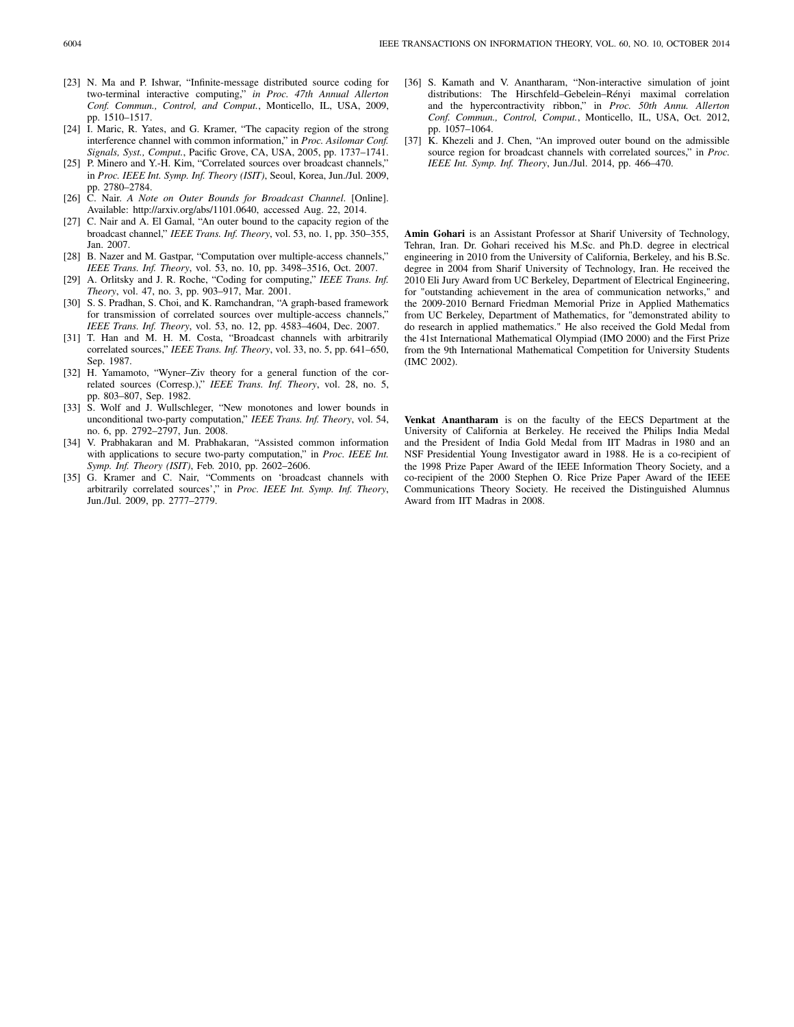[23] N. Ma and P. Ishwar, "Infinite-message distributed source coding for two-terminal interactive computing," *in Proc. 47th Annual Allerton Conf. Commun., Control, and Comput.*, Monticello, IL, USA, 2009, pp. 1510–1517.

[24] I. Maric, R. Yates, and G. Kramer, "The capacity region of the strong interference channel with common information," in *Proc. Asilomar Conf. Signals, Syst., Comput.*, Pacific Grove, CA, USA, 2005, pp. 1737–1741.

[25] P. Minero and Y.-H. Kim, "Correlated sources over broadcast channels," in *Proc. IEEE Int. Symp. Inf. Theory (ISIT)*, Seoul, Korea, Jun./Jul. 2009, pp. 2780–2784.

[26] C. Nair. *A Note on Outer Bounds for Broadcast Channel*. [Online]. Available: http://arxiv.org/abs/1101.0640, accessed Aug. 22, 2014.

[27] C. Nair and A. El Gamal, "An outer bound to the capacity region of the broadcast channel," *IEEE Trans. Inf. Theory*, vol. 53, no. 1, pp. 350–355, Jan. 2007.

[28] B. Nazer and M. Gastpar, "Computation over multiple-access channels," *IEEE Trans. Inf. Theory*, vol. 53, no. 10, pp. 3498–3516, Oct. 2007.

[29] A. Orlitsky and J. R. Roche, "Coding for computing," *IEEE Trans. Inf. Theory*, vol. 47, no. 3, pp. 903–917, Mar. 2001.

[30] S. S. Pradhan, S. Choi, and K. Ramchandran, "A graph-based framework for transmission of correlated sources over multiple-access channels," *IEEE Trans. Inf. Theory*, vol. 53, no. 12, pp. 4583–4604, Dec. 2007.

[31] T. Han and M. H. M. Costa, "Broadcast channels with arbitrarily correlated sources," *IEEE Trans. Inf. Theory*, vol. 33, no. 5, pp. 641–650, Sep. 1987.

[32] H. Yamamoto, "Wyner–Ziv theory for a general function of the correlated sources (Corresp.)," *IEEE Trans. Inf. Theory*, vol. 28, no. 5, pp. 803–807, Sep. 1982.

[33] S. Wolf and J. Wullschleger, "New monotones and lower bounds in unconditional two-party computation," *IEEE Trans. Inf. Theory*, vol. 54, no. 6, pp. 2792–2797, Jun. 2008.

[34] V. Prabhakaran and M. Prabhakaran, "Assisted common information with applications to secure two-party computation," in *Proc. IEEE Int. Symp. Inf. Theory (ISIT)*, Feb. 2010, pp. 2602–2606.

[35] G. Kramer and C. Nair, "Comments on 'broadcast channels with arbitrarily correlated sources'," in *Proc. IEEE Int. Symp. Inf. Theory*, Jun./Jul. 2009, pp. 2777–2779.

[36] S. Kamath and V. Anantharam, "Non-interactive simulation of joint distributions: The Hirschfeld–Gebelein–Rényi maximal correlation and the hypercontractivity ribbon," in *Proc. 50th Annu. Allerton Conf. Commun., Control, Comput.*, Monticello, IL, USA, Oct. 2012, pp. 1057–1064.

[37] K. Khezeli and J. Chen, "An improved outer bound on the admissible source region for broadcast channels with correlated sources," in *Proc. IEEE Int. Symp. Inf. Theory*, Jun./Jul. 2014, pp. 466–470.

**Amin Gohari** is an Assistant Professor at Sharif University of Technology, Tehran, Iran. Dr. Gohari received his M.Sc. and Ph.D. degree in electrical engineering in 2010 from the University of California, Berkeley, and his B.Sc. degree in 2004 from Sharif University of Technology, Iran. He received the 2010 Eli Jury Award from UC Berkeley, Department of Electrical Engineering, for "outstanding achievement in the area of communication networks," and the 2009-2010 Bernard Friedman Memorial Prize in Applied Mathematics from UC Berkeley, Department of Mathematics, for "demonstrated ability to do research in applied mathematics." He also received the Gold Medal from the 41st International Mathematical Olympiad (IMO 2000) and the First Prize from the 9th International Mathematical Competition for University Students (IMC 2002).

**Venkat Anantharam** is on the faculty of the EECS Department at the University of California at Berkeley. He received the Philips India Medal and the President of India Gold Medal from IIT Madras in 1980 and an NSF Presidential Young Investigator award in 1988. He is a co-recipient of the 1998 Prize Paper Award of the IEEE Information Theory Society, and a co-recipient of the 2000 Stephen O. Rice Prize Paper Award of the IEEE Communications Theory Society. He received the Distinguished Alumnus Award from IIT Madras in 2008.